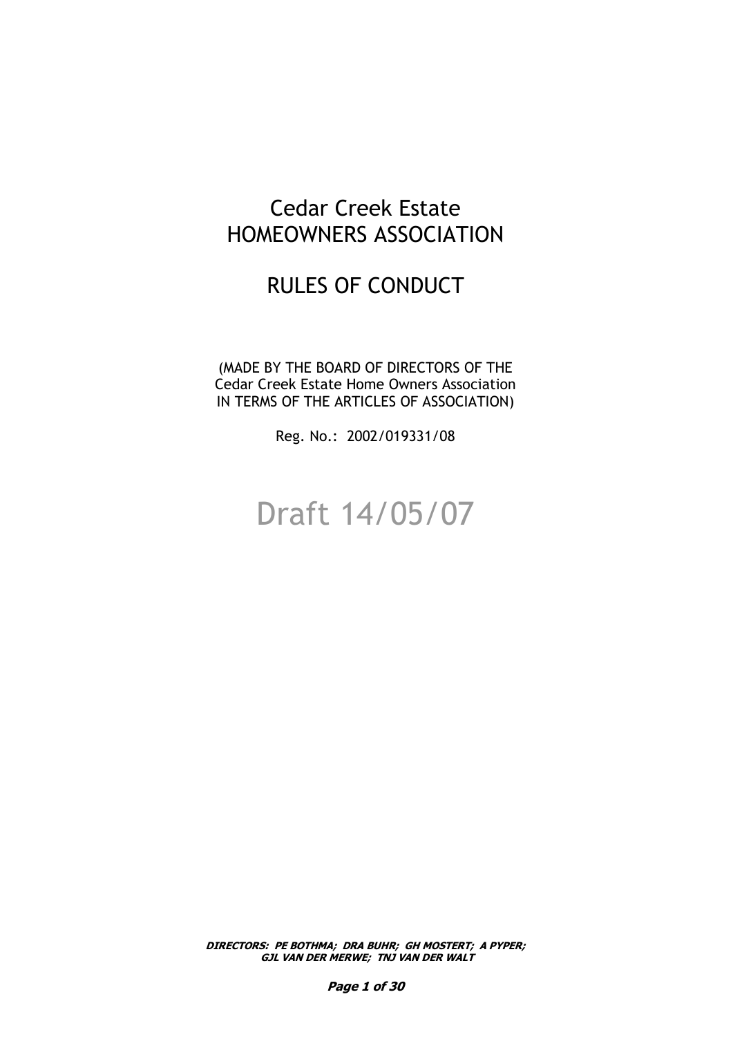# Cedar Creek Estate HOMEOWNERS ASSOCIATION

# RULES OF CONDUCT

(MADE BY THE BOARD OF DIRECTORS OF THE Cedar Creek Estate Home Owners Association IN TERMS OF THE ARTICLES OF ASSOCIATION)

Reg. No.: 2002/019331/08

Draft 14/05/07

***DIRECTORS: PE BOTHMA; DRA BUHR; GH MOSTERT; A PYPER; GJL VAN DER MERWE; TNJ VAN DER WALT***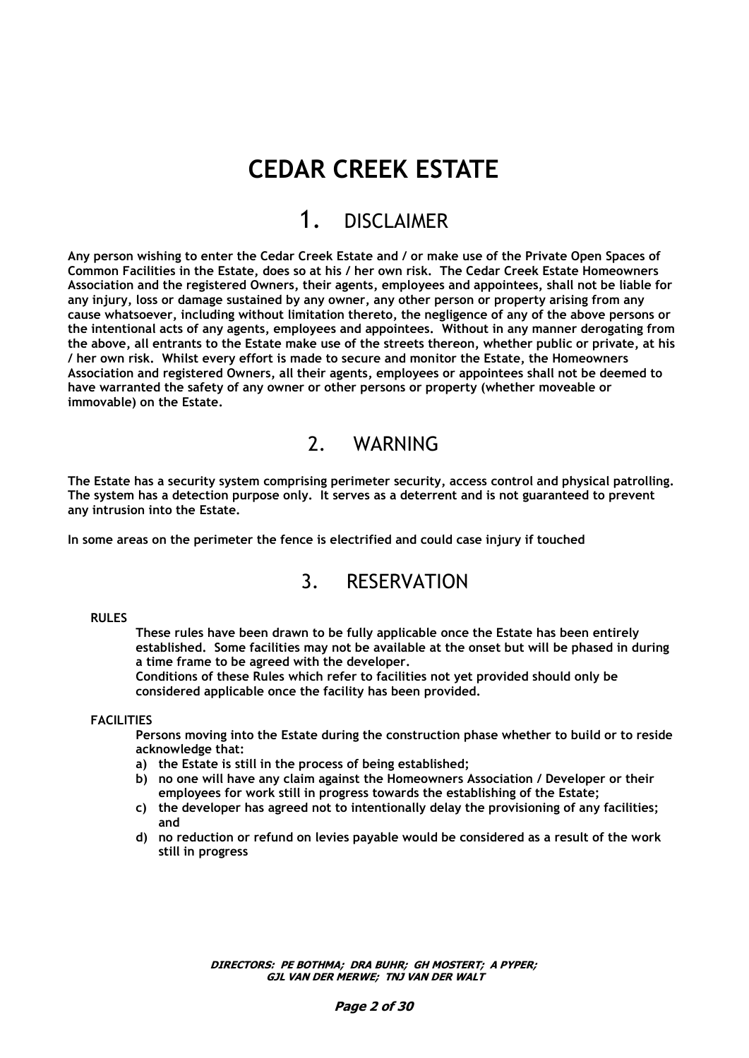# CEDAR CREEK ESTATE

## 1. DISCLAIMER

**Any person wishing to enter the Cedar Creek Estate and / or make use of the Private Open Spaces of Common Facilities in the Estate, does so at his / her own risk. The Cedar Creek Estate Homeowners Association and the registered Owners, their agents, employees and appointees, shall not be liable for any injury, loss or damage sustained by any owner, any other person or property arising from any cause whatsoever, including without limitation thereto, the negligence of any of the above persons or the intentional acts of any agents, employees and appointees. Without in any manner derogating from the above, all entrants to the Estate make use of the streets thereon, whether public or private, at his / her own risk. Whilst every effort is made to secure and monitor the Estate, the Homeowners Association and registered Owners, all their agents, employees or appointees shall not be deemed to have warranted the safety of any owner or other persons or property (whether moveable or immovable) on the Estate.**

## 2. WARNING

**The Estate has a security system comprising perimeter security, access control and physical patrolling. The system has a detection purpose only. It serves as a deterrent and is not guaranteed to prevent any intrusion into the Estate.**

**In some areas on the perimeter the fence is electrified and could case injury if touched**

## 3. RESERVATION

**RULES**

**These rules have been drawn to be fully applicable once the Estate has been entirely established. Some facilities may not be available at the onset but will be phased in during a time frame to be agreed with the developer.**
**Conditions of these Rules which refer to facilities not yet provided should only be considered applicable once the facility has been provided.**

**FACILITIES**

**Persons moving into the Estate during the construction phase whether to build or to reside acknowledge that:**

**a) the Estate is still in the process of being established;**
**b) no one will have any claim against the Homeowners Association / Developer or their employees for work still in progress towards the establishing of the Estate;**
**c) the developer has agreed not to intentionally delay the provisioning of any facilities; and**
**d) no reduction or refund on levies payable would be considered as a result of the work still in progress**

***DIRECTORS: PE BOTHMA; DRA BUHR; GH MOSTERT; A PYPER; GJL VAN DER MERWE; TNJ VAN DER WALT***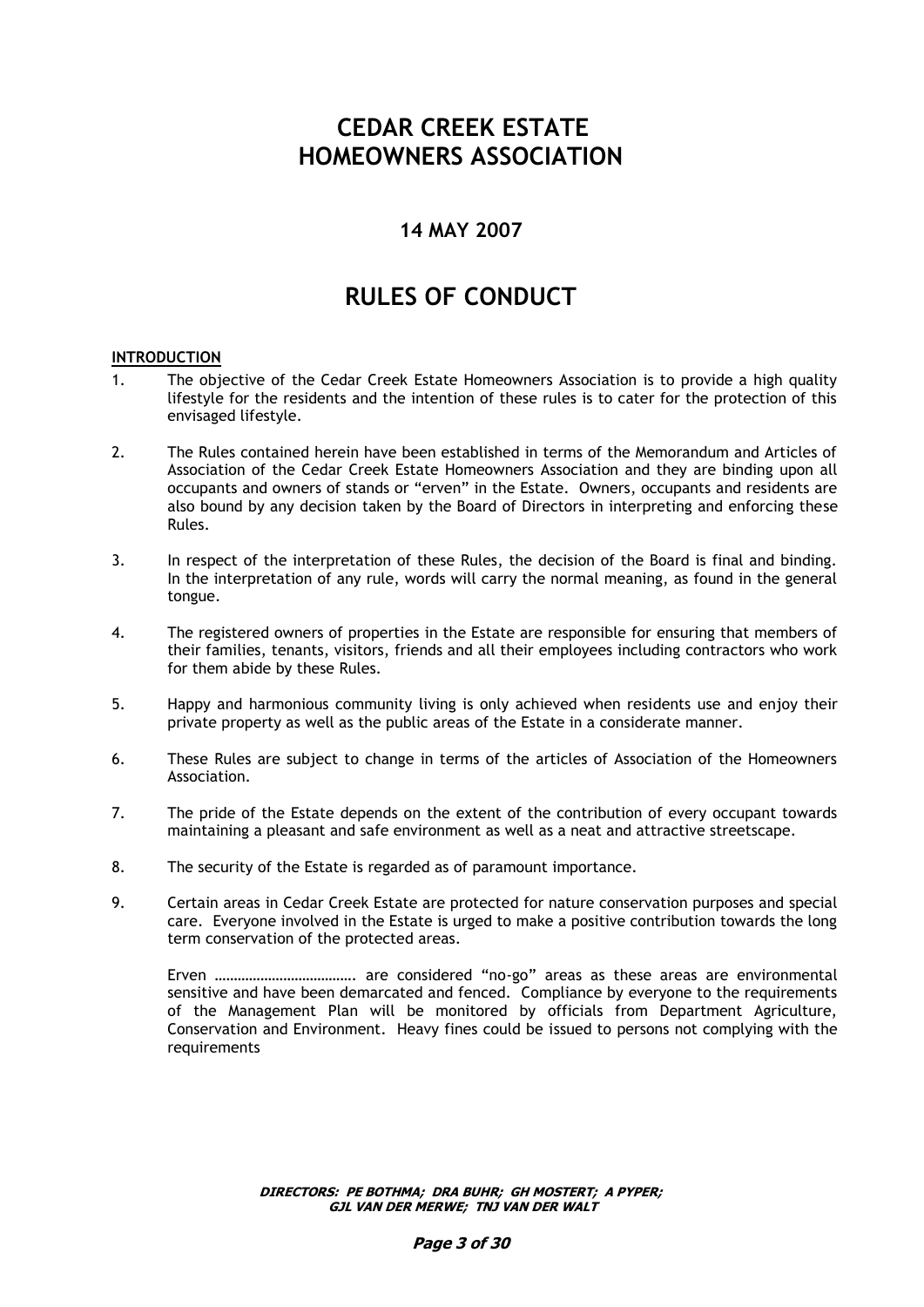# CEDAR CREEK ESTATE HOMEOWNERS ASSOCIATION

## 14 MAY 2007

# RULES OF CONDUCT

**INTRODUCTION**

1. The objective of the Cedar Creek Estate Homeowners Association is to provide a high quality lifestyle for the residents and the intention of these rules is to cater for the protection of this envisaged lifestyle.

2. The Rules contained herein have been established in terms of the Memorandum and Articles of Association of the Cedar Creek Estate Homeowners Association and they are binding upon all occupants and owners of stands or "erven" in the Estate. Owners, occupants and residents are also bound by any decision taken by the Board of Directors in interpreting and enforcing these Rules.

3. In respect of the interpretation of these Rules, the decision of the Board is final and binding. In the interpretation of any rule, words will carry the normal meaning, as found in the general tongue.

4. The registered owners of properties in the Estate are responsible for ensuring that members of their families, tenants, visitors, friends and all their employees including contractors who work for them abide by these Rules.

5. Happy and harmonious community living is only achieved when residents use and enjoy their private property as well as the public areas of the Estate in a considerate manner.

6. These Rules are subject to change in terms of the articles of Association of the Homeowners Association.

7. The pride of the Estate depends on the extent of the contribution of every occupant towards maintaining a pleasant and safe environment as well as a neat and attractive streetscape.

8. The security of the Estate is regarded as of paramount importance.

9. Certain areas in Cedar Creek Estate are protected for nature conservation purposes and special care. Everyone involved in the Estate is urged to make a positive contribution towards the long term conservation of the protected areas.

   Erven ………………………………. are considered "no-go" areas as these areas are environmental sensitive and have been demarcated and fenced. Compliance by everyone to the requirements of the Management Plan will be monitored by officials from Department Agriculture, Conservation and Environment. Heavy fines could be issued to persons not complying with the requirements

***DIRECTORS: PE BOTHMA; DRA BUHR; GH MOSTERT; A PYPER; GJL VAN DER MERWE; TNJ VAN DER WALT***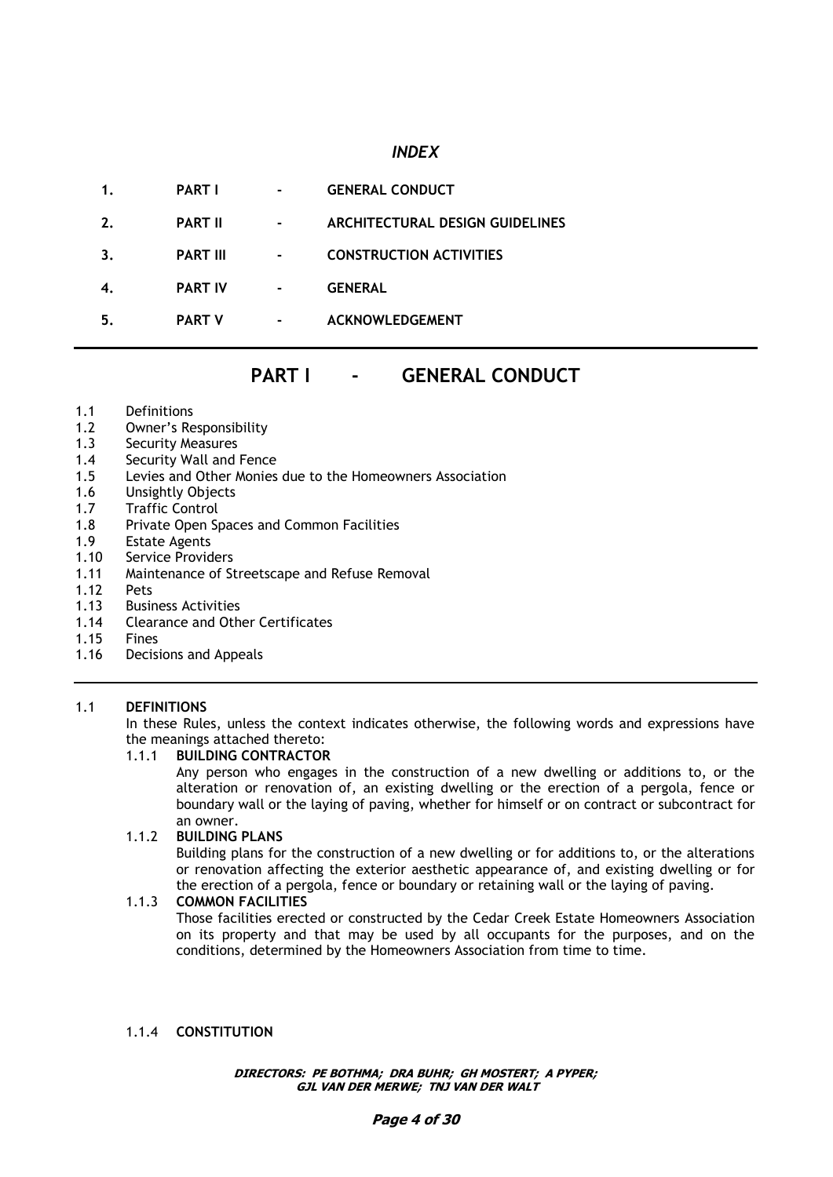## *INDEX*

| | | | |
|---|---|---|---|
| **1.** | **PART I** | **-** | **GENERAL CONDUCT** |
| **2.** | **PART II** | **-** | **ARCHITECTURAL DESIGN GUIDELINES** |
| **3.** | **PART III** | **-** | **CONSTRUCTION ACTIVITIES** |
| **4.** | **PART IV** | **-** | **GENERAL** |
| **5.** | **PART V** | **-** | **ACKNOWLEDGEMENT** |

---

# PART I - GENERAL CONDUCT

1.1 Definitions
1.2 Owner's Responsibility
1.3 Security Measures
1.4 Security Wall and Fence
1.5 Levies and Other Monies due to the Homeowners Association
1.6 Unsightly Objects
1.7 Traffic Control
1.8 Private Open Spaces and Common Facilities
1.9 Estate Agents
1.10 Service Providers
1.11 Maintenance of Streetscape and Refuse Removal
1.12 Pets
1.13 Business Activities
1.14 Clearance and Other Certificates
1.15 Fines
1.16 Decisions and Appeals

---

### 1.1 DEFINITIONS

In these Rules, unless the context indicates otherwise, the following words and expressions have the meanings attached thereto:

#### 1.1.1 BUILDING CONTRACTOR

Any person who engages in the construction of a new dwelling or additions to, or the alteration or renovation of, an existing dwelling or the erection of a pergola, fence or boundary wall or the laying of paving, whether for himself or on contract or subcontract for an owner.

#### 1.1.2 BUILDING PLANS

Building plans for the construction of a new dwelling or for additions to, or the alterations or renovation affecting the exterior aesthetic appearance of, and existing dwelling or for the erection of a pergola, fence or boundary or retaining wall or the laying of paving.

#### 1.1.3 COMMON FACILITIES

Those facilities erected or constructed by the Cedar Creek Estate Homeowners Association on its property and that may be used by all occupants for the purposes, and on the conditions, determined by the Homeowners Association from time to time.

#### 1.1.4 CONSTITUTION

***DIRECTORS: PE BOTHMA; DRA BUHR; GH MOSTERT; A PYPER; GJL VAN DER MERWE; TNJ VAN DER WALT***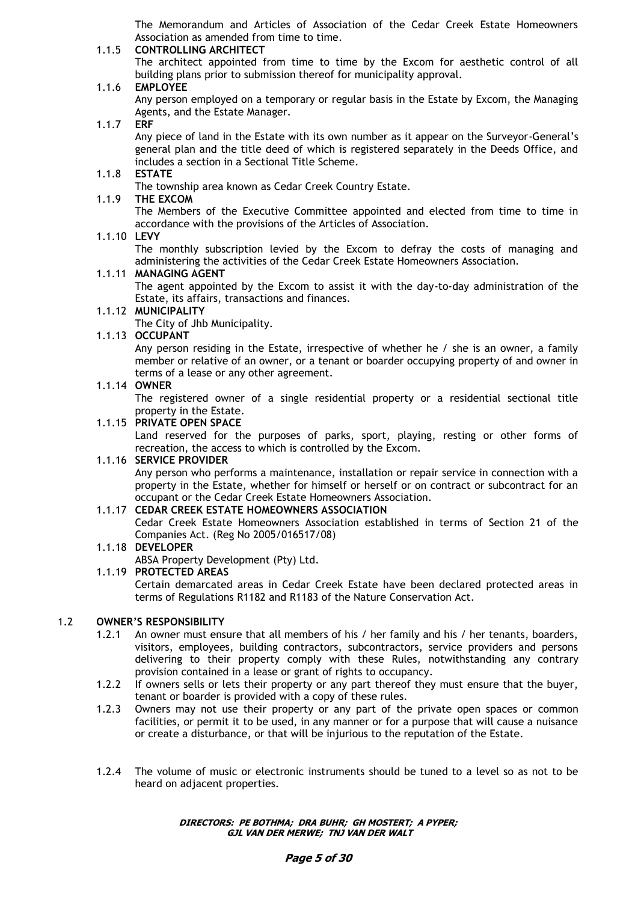The Memorandum and Articles of Association of the Cedar Creek Estate Homeowners Association as amended from time to time.

1.1.5 **CONTROLLING ARCHITECT**
The architect appointed from time to time by the Excom for aesthetic control of all building plans prior to submission thereof for municipality approval.

1.1.6 **EMPLOYEE**
Any person employed on a temporary or regular basis in the Estate by Excom, the Managing Agents, and the Estate Manager.

1.1.7 **ERF**
Any piece of land in the Estate with its own number as it appear on the Surveyor-General's general plan and the title deed of which is registered separately in the Deeds Office, and includes a section in a Sectional Title Scheme.

1.1.8 **ESTATE**
The township area known as Cedar Creek Country Estate.

1.1.9 **THE EXCOM**
The Members of the Executive Committee appointed and elected from time to time in accordance with the provisions of the Articles of Association.

1.1.10 **LEVY**
The monthly subscription levied by the Excom to defray the costs of managing and administering the activities of the Cedar Creek Estate Homeowners Association.

1.1.11 **MANAGING AGENT**
The agent appointed by the Excom to assist it with the day-to-day administration of the Estate, its affairs, transactions and finances.

1.1.12 **MUNICIPALITY**
The City of Jhb Municipality.

1.1.13 **OCCUPANT**
Any person residing in the Estate, irrespective of whether he / she is an owner, a family member or relative of an owner, or a tenant or boarder occupying property of and owner in terms of a lease or any other agreement.

1.1.14 **OWNER**
The registered owner of a single residential property or a residential sectional title property in the Estate.

1.1.15 **PRIVATE OPEN SPACE**
Land reserved for the purposes of parks, sport, playing, resting or other forms of recreation, the access to which is controlled by the Excom.

1.1.16 **SERVICE PROVIDER**
Any person who performs a maintenance, installation or repair service in connection with a property in the Estate, whether for himself or herself or on contract or subcontract for an occupant or the Cedar Creek Estate Homeowners Association.

1.1.17 **CEDAR CREEK ESTATE HOMEOWNERS ASSOCIATION**
Cedar Creek Estate Homeowners Association established in terms of Section 21 of the Companies Act. (Reg No 2005/016517/08)

1.1.18 **DEVELOPER**
ABSA Property Development (Pty) Ltd.

1.1.19 **PROTECTED AREAS**
Certain demarcated areas in Cedar Creek Estate have been declared protected areas in terms of Regulations R1182 and R1183 of the Nature Conservation Act.

## 1.2 OWNER'S RESPONSIBILITY

1.2.1 An owner must ensure that all members of his / her family and his / her tenants, boarders, visitors, employees, building contractors, subcontractors, service providers and persons delivering to their property comply with these Rules, notwithstanding any contrary provision contained in a lease or grant of rights to occupancy.

1.2.2 If owners sells or lets their property or any part thereof they must ensure that the buyer, tenant or boarder is provided with a copy of these rules.

1.2.3 Owners may not use their property or any part of the private open spaces or common facilities, or permit it to be used, in any manner or for a purpose that will cause a nuisance or create a disturbance, or that will be injurious to the reputation of the Estate.

1.2.4 The volume of music or electronic instruments should be tuned to a level so as not to be heard on adjacent properties.

**DIRECTORS: PE BOTHMA; DRA BUHR; GH MOSTERT; A PYPER; GJL VAN DER MERWE; TNJ VAN DER WALT**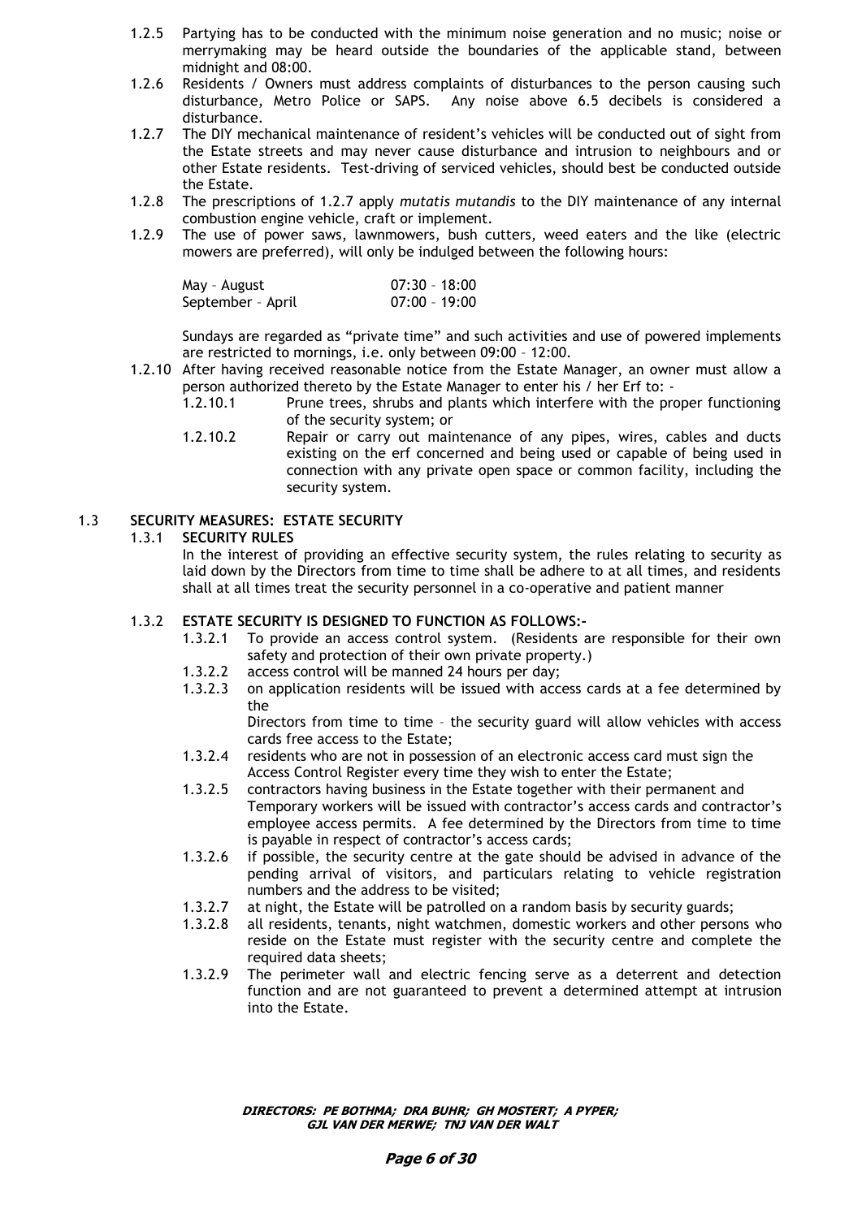1.2.5 Partying has to be conducted with the minimum noise generation and no music; noise or merrymaking may be heard outside the boundaries of the applicable stand, between midnight and 08:00.

1.2.6 Residents / Owners must address complaints of disturbances to the person causing such disturbance, Metro Police or SAPS. Any noise above 6.5 decibels is considered a disturbance.

1.2.7 The DIY mechanical maintenance of resident's vehicles will be conducted out of sight from the Estate streets and may never cause disturbance and intrusion to neighbours and or other Estate residents. Test-driving of serviced vehicles, should best be conducted outside the Estate.

1.2.8 The prescriptions of 1.2.7 apply *mutatis mutandis* to the DIY maintenance of any internal combustion engine vehicle, craft or implement.

1.2.9 The use of power saws, lawnmowers, bush cutters, weed eaters and the like (electric mowers are preferred), will only be indulged between the following hours:

| | |
|---|---|
| May – August | 07:30 – 18:00 |
| September – April | 07:00 – 19:00 |

Sundays are regarded as "private time" and such activities and use of powered implements are restricted to mornings, i.e. only between 09:00 – 12:00.

1.2.10 After having received reasonable notice from the Estate Manager, an owner must allow a person authorized thereto by the Estate Manager to enter his / her Erf to: -

1.2.10.1 Prune trees, shrubs and plants which interfere with the proper functioning of the security system; or

1.2.10.2 Repair or carry out maintenance of any pipes, wires, cables and ducts existing on the erf concerned and being used or capable of being used in connection with any private open space or common facility, including the security system.

## 1.3 SECURITY MEASURES: ESTATE SECURITY

### 1.3.1 SECURITY RULES

In the interest of providing an effective security system, the rules relating to security as laid down by the Directors from time to time shall be adhere to at all times, and residents shall at all times treat the security personnel in a co-operative and patient manner

### 1.3.2 ESTATE SECURITY IS DESIGNED TO FUNCTION AS FOLLOWS:-

1.3.2.1 To provide an access control system. (Residents are responsible for their own safety and protection of their own private property.)

1.3.2.2 access control will be manned 24 hours per day;

1.3.2.3 on application residents will be issued with access cards at a fee determined by the Directors from time to time – the security guard will allow vehicles with access cards free access to the Estate;

1.3.2.4 residents who are not in possession of an electronic access card must sign the Access Control Register every time they wish to enter the Estate;

1.3.2.5 contractors having business in the Estate together with their permanent and Temporary workers will be issued with contractor's access cards and contractor's employee access permits. A fee determined by the Directors from time to time is payable in respect of contractor's access cards;

1.3.2.6 if possible, the security centre at the gate should be advised in advance of the pending arrival of visitors, and particulars relating to vehicle registration numbers and the address to be visited;

1.3.2.7 at night, the Estate will be patrolled on a random basis by security guards;

1.3.2.8 all residents, tenants, night watchmen, domestic workers and other persons who reside on the Estate must register with the security centre and complete the required data sheets;

1.3.2.9 The perimeter wall and electric fencing serve as a deterrent and detection function and are not guaranteed to prevent a determined attempt at intrusion into the Estate.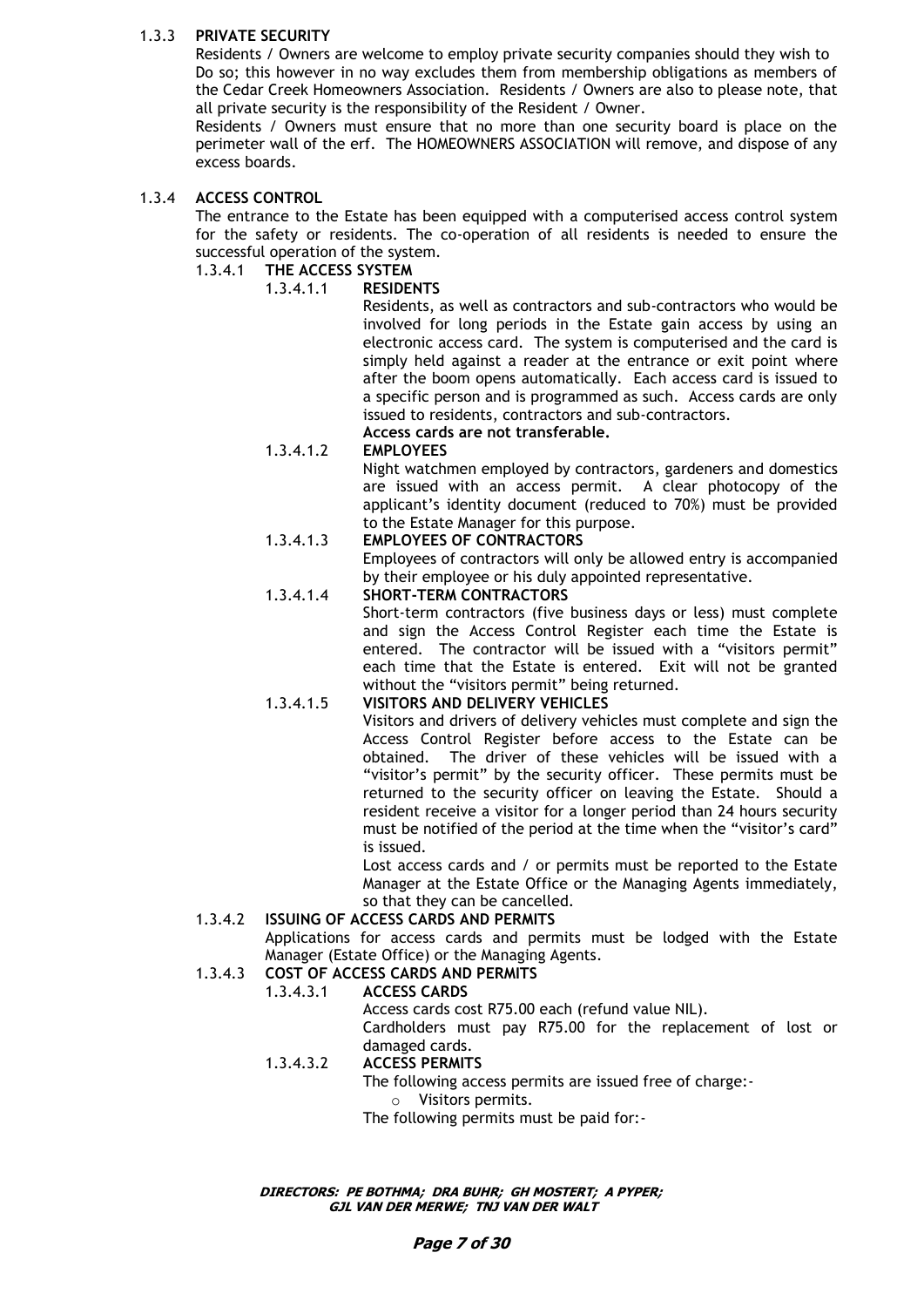### 1.3.3 PRIVATE SECURITY

Residents / Owners are welcome to employ private security companies should they wish to Do so; this however in no way excludes them from membership obligations as members of the Cedar Creek Homeowners Association. Residents / Owners are also to please note, that all private security is the responsibility of the Resident / Owner.

Residents / Owners must ensure that no more than one security board is place on the perimeter wall of the erf. The HOMEOWNERS ASSOCIATION will remove, and dispose of any excess boards.

### 1.3.4 ACCESS CONTROL

The entrance to the Estate has been equipped with a computerised access control system for the safety or residents. The co-operation of all residents is needed to ensure the successful operation of the system.

#### 1.3.4.1 THE ACCESS SYSTEM

##### 1.3.4.1.1 RESIDENTS

Residents, as well as contractors and sub-contractors who would be involved for long periods in the Estate gain access by using an electronic access card. The system is computerised and the card is simply held against a reader at the entrance or exit point where after the boom opens automatically. Each access card is issued to a specific person and is programmed as such. Access cards are only issued to residents, contractors and sub-contractors.

**Access cards are not transferable.**

##### 1.3.4.1.2 EMPLOYEES

Night watchmen employed by contractors, gardeners and domestics are issued with an access permit. A clear photocopy of the applicant's identity document (reduced to 70%) must be provided to the Estate Manager for this purpose.

##### 1.3.4.1.3 EMPLOYEES OF CONTRACTORS

Employees of contractors will only be allowed entry is accompanied by their employee or his duly appointed representative.

##### 1.3.4.1.4 SHORT-TERM CONTRACTORS

Short-term contractors (five business days or less) must complete and sign the Access Control Register each time the Estate is entered. The contractor will be issued with a "visitors permit" each time that the Estate is entered. Exit will not be granted without the "visitors permit" being returned.

##### 1.3.4.1.5 VISITORS AND DELIVERY VEHICLES

Visitors and drivers of delivery vehicles must complete and sign the Access Control Register before access to the Estate can be obtained. The driver of these vehicles will be issued with a "visitor's permit" by the security officer. These permits must be returned to the security officer on leaving the Estate. Should a resident receive a visitor for a longer period than 24 hours security must be notified of the period at the time when the "visitor's card" is issued.

Lost access cards and / or permits must be reported to the Estate Manager at the Estate Office or the Managing Agents immediately, so that they can be cancelled.

#### 1.3.4.2 ISSUING OF ACCESS CARDS AND PERMITS

Applications for access cards and permits must be lodged with the Estate Manager (Estate Office) or the Managing Agents.

#### 1.3.4.3 COST OF ACCESS CARDS AND PERMITS

##### 1.3.4.3.1 ACCESS CARDS

Access cards cost R75.00 each (refund value NIL).

Cardholders must pay R75.00 for the replacement of lost or damaged cards.

##### 1.3.4.3.2 ACCESS PERMITS

The following access permits are issued free of charge:-

- Visitors permits.

The following permits must be paid for:-

**DIRECTORS: PE BOTHMA; DRA BUHR; GH MOSTERT; A PYPER; GJL VAN DER MERWE; TNJ VAN DER WALT**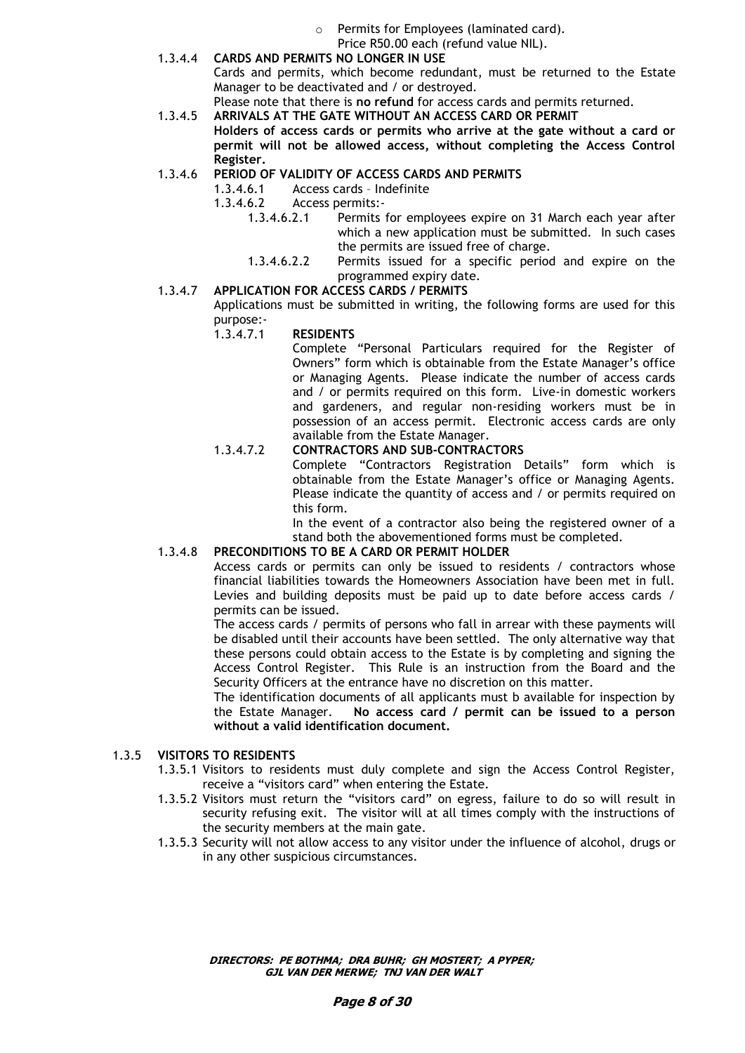- Permits for Employees (laminated card). Price R50.00 each (refund value NIL).

1.3.4.4 **CARDS AND PERMITS NO LONGER IN USE**

Cards and permits, which become redundant, must be returned to the Estate Manager to be deactivated and / or destroyed.

Please note that there is **no refund** for access cards and permits returned.

1.3.4.5 **ARRIVALS AT THE GATE WITHOUT AN ACCESS CARD OR PERMIT**

**Holders of access cards or permits who arrive at the gate without a card or permit will not be allowed access, without completing the Access Control Register.**

1.3.4.6 **PERIOD OF VALIDITY OF ACCESS CARDS AND PERMITS**

1.3.4.6.1 Access cards – Indefinite

1.3.4.6.2 Access permits:-

1.3.4.6.2.1 Permits for employees expire on 31 March each year after which a new application must be submitted. In such cases the permits are issued free of charge.

1.3.4.6.2.2 Permits issued for a specific period and expire on the programmed expiry date.

1.3.4.7 **APPLICATION FOR ACCESS CARDS / PERMITS**

Applications must be submitted in writing, the following forms are used for this purpose:-

1.3.4.7.1 **RESIDENTS**

Complete "Personal Particulars required for the Register of Owners" form which is obtainable from the Estate Manager's office or Managing Agents. Please indicate the number of access cards and / or permits required on this form. Live-in domestic workers and gardeners, and regular non-residing workers must be in possession of an access permit. Electronic access cards are only available from the Estate Manager.

1.3.4.7.2 **CONTRACTORS AND SUB-CONTRACTORS**

Complete "Contractors Registration Details" form which is obtainable from the Estate Manager's office or Managing Agents. Please indicate the quantity of access and / or permits required on this form.

In the event of a contractor also being the registered owner of a stand both the abovementioned forms must be completed.

1.3.4.8 **PRECONDITIONS TO BE A CARD OR PERMIT HOLDER**

Access cards or permits can only be issued to residents / contractors whose financial liabilities towards the Homeowners Association have been met in full. Levies and building deposits must be paid up to date before access cards / permits can be issued.

The access cards / permits of persons who fall in arrear with these payments will be disabled until their accounts have been settled. The only alternative way that these persons could obtain access to the Estate is by completing and signing the Access Control Register. This Rule is an instruction from the Board and the Security Officers at the entrance have no discretion on this matter.

The identification documents of all applicants must b available for inspection by the Estate Manager. **No access card / permit can be issued to a person without a valid identification document.**

1.3.5 **VISITORS TO RESIDENTS**

1.3.5.1 Visitors to residents must duly complete and sign the Access Control Register, receive a "visitors card" when entering the Estate.

1.3.5.2 Visitors must return the "visitors card" on egress, failure to do so will result in security refusing exit. The visitor will at all times comply with the instructions of the security members at the main gate.

1.3.5.3 Security will not allow access to any visitor under the influence of alcohol, drugs or in any other suspicious circumstances.

***DIRECTORS: PE BOTHMA; DRA BUHR; GH MOSTERT; A PYPER; GJL VAN DER MERWE; TNJ VAN DER WALT***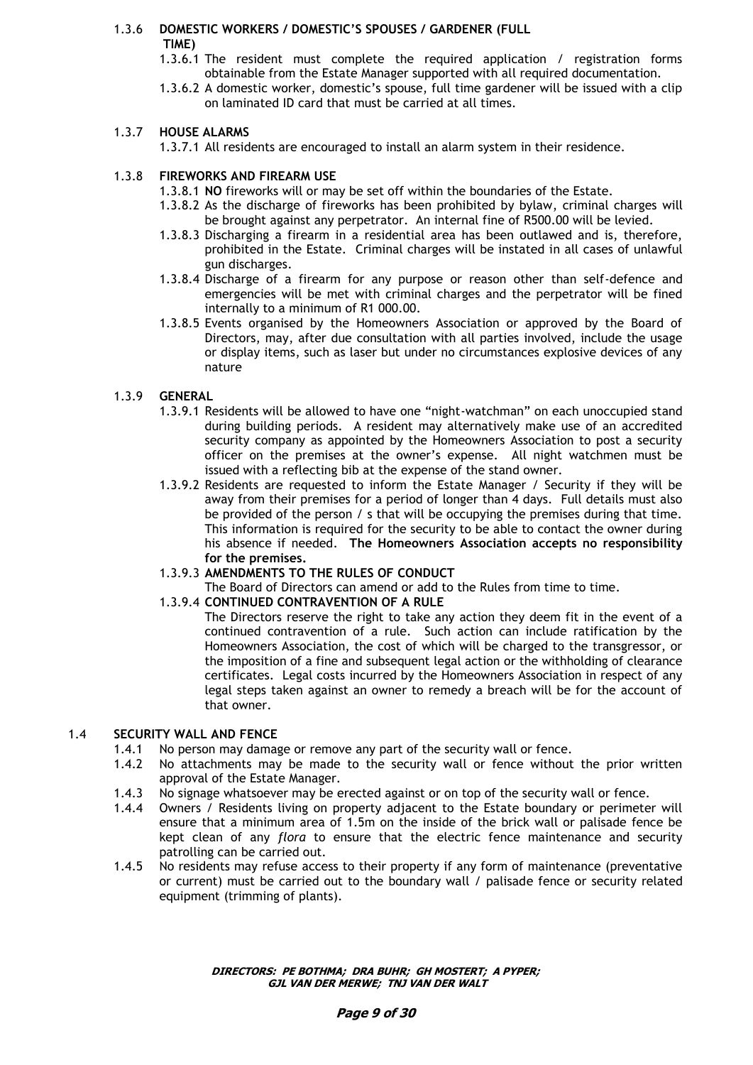#### 1.3.6 DOMESTIC WORKERS / DOMESTIC'S SPOUSES / GARDENER (FULL TIME)

1.3.6.1 The resident must complete the required application / registration forms obtainable from the Estate Manager supported with all required documentation.

1.3.6.2 A domestic worker, domestic's spouse, full time gardener will be issued with a clip on laminated ID card that must be carried at all times.

#### 1.3.7 HOUSE ALARMS

1.3.7.1 All residents are encouraged to install an alarm system in their residence.

#### 1.3.8 FIREWORKS AND FIREARM USE

1.3.8.1 **NO** fireworks will or may be set off within the boundaries of the Estate.

1.3.8.2 As the discharge of fireworks has been prohibited by bylaw, criminal charges will be brought against any perpetrator. An internal fine of R500.00 will be levied.

1.3.8.3 Discharging a firearm in a residential area has been outlawed and is, therefore, prohibited in the Estate. Criminal charges will be instated in all cases of unlawful gun discharges.

1.3.8.4 Discharge of a firearm for any purpose or reason other than self-defence and emergencies will be met with criminal charges and the perpetrator will be fined internally to a minimum of R1 000.00.

1.3.8.5 Events organised by the Homeowners Association or approved by the Board of Directors, may, after due consultation with all parties involved, include the usage or display items, such as laser but under no circumstances explosive devices of any nature

#### 1.3.9 GENERAL

1.3.9.1 Residents will be allowed to have one "night-watchman" on each unoccupied stand during building periods. A resident may alternatively make use of an accredited security company as appointed by the Homeowners Association to post a security officer on the premises at the owner's expense. All night watchmen must be issued with a reflecting bib at the expense of the stand owner.

1.3.9.2 Residents are requested to inform the Estate Manager / Security if they will be away from their premises for a period of longer than 4 days. Full details must also be provided of the person / s that will be occupying the premises during that time. This information is required for the security to be able to contact the owner during his absence if needed. **The Homeowners Association accepts no responsibility for the premises.**

1.3.9.3 **AMENDMENTS TO THE RULES OF CONDUCT**

The Board of Directors can amend or add to the Rules from time to time.

1.3.9.4 **CONTINUED CONTRAVENTION OF A RULE**

The Directors reserve the right to take any action they deem fit in the event of a continued contravention of a rule. Such action can include ratification by the Homeowners Association, the cost of which will be charged to the transgressor, or the imposition of a fine and subsequent legal action or the withholding of clearance certificates. Legal costs incurred by the Homeowners Association in respect of any legal steps taken against an owner to remedy a breach will be for the account of that owner.

### 1.4 SECURITY WALL AND FENCE

1.4.1 No person may damage or remove any part of the security wall or fence.

1.4.2 No attachments may be made to the security wall or fence without the prior written approval of the Estate Manager.

1.4.3 No signage whatsoever may be erected against or on top of the security wall or fence.

1.4.4 Owners / Residents living on property adjacent to the Estate boundary or perimeter will ensure that a minimum area of 1.5m on the inside of the brick wall or palisade fence be kept clean of any *flora* to ensure that the electric fence maintenance and security patrolling can be carried out.

1.4.5 No residents may refuse access to their property if any form of maintenance (preventative or current) must be carried out to the boundary wall / palisade fence or security related equipment (trimming of plants).

**DIRECTORS: PE BOTHMA; DRA BUHR; GH MOSTERT; A PYPER; GJL VAN DER MERWE; TNJ VAN DER WALT**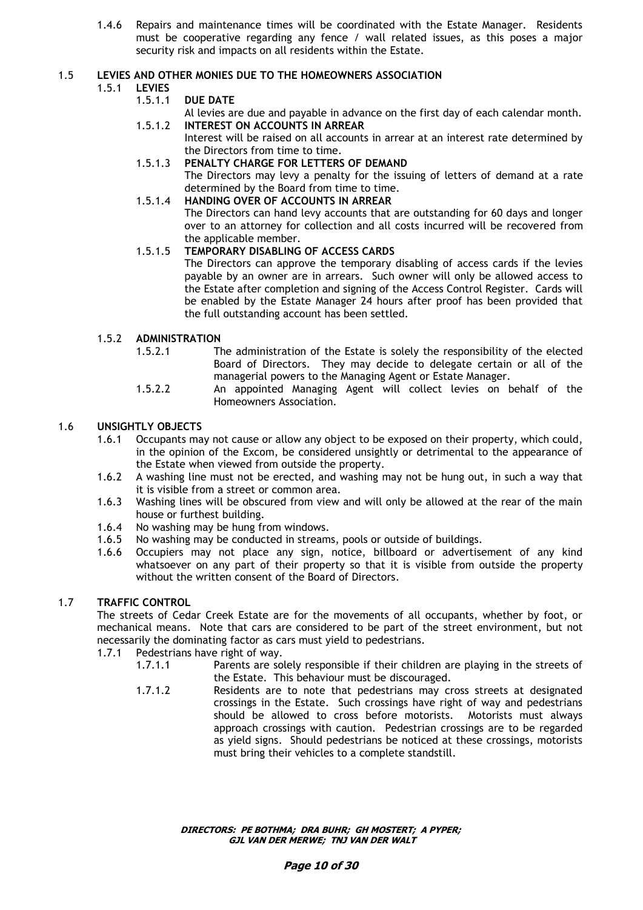1.4.6 Repairs and maintenance times will be coordinated with the Estate Manager. Residents must be cooperative regarding any fence / wall related issues, as this poses a major security risk and impacts on all residents within the Estate.

## 1.5 LEVIES AND OTHER MONIES DUE TO THE HOMEOWNERS ASSOCIATION

### 1.5.1 LEVIES

#### 1.5.1.1 DUE DATE

Al levies are due and payable in advance on the first day of each calendar month.

#### 1.5.1.2 INTEREST ON ACCOUNTS IN ARREAR

Interest will be raised on all accounts in arrear at an interest rate determined by the Directors from time to time.

#### 1.5.1.3 PENALTY CHARGE FOR LETTERS OF DEMAND

The Directors may levy a penalty for the issuing of letters of demand at a rate determined by the Board from time to time.

#### 1.5.1.4 HANDING OVER OF ACCOUNTS IN ARREAR

The Directors can hand levy accounts that are outstanding for 60 days and longer over to an attorney for collection and all costs incurred will be recovered from the applicable member.

#### 1.5.1.5 TEMPORARY DISABLING OF ACCESS CARDS

The Directors can approve the temporary disabling of access cards if the levies payable by an owner are in arrears. Such owner will only be allowed access to the Estate after completion and signing of the Access Control Register. Cards will be enabled by the Estate Manager 24 hours after proof has been provided that the full outstanding account has been settled.

### 1.5.2 ADMINISTRATION

1.5.2.1 The administration of the Estate is solely the responsibility of the elected Board of Directors. They may decide to delegate certain or all of the managerial powers to the Managing Agent or Estate Manager.

1.5.2.2 An appointed Managing Agent will collect levies on behalf of the Homeowners Association.

## 1.6 UNSIGHTLY OBJECTS

1.6.1 Occupants may not cause or allow any object to be exposed on their property, which could, in the opinion of the Excom, be considered unsightly or detrimental to the appearance of the Estate when viewed from outside the property.

1.6.2 A washing line must not be erected, and washing may not be hung out, in such a way that it is visible from a street or common area.

1.6.3 Washing lines will be obscured from view and will only be allowed at the rear of the main house or furthest building.

1.6.4 No washing may be hung from windows.

1.6.5 No washing may be conducted in streams, pools or outside of buildings.

1.6.6 Occupiers may not place any sign, notice, billboard or advertisement of any kind whatsoever on any part of their property so that it is visible from outside the property without the written consent of the Board of Directors.

## 1.7 TRAFFIC CONTROL

The streets of Cedar Creek Estate are for the movements of all occupants, whether by foot, or mechanical means. Note that cars are considered to be part of the street environment, but not necessarily the dominating factor as cars must yield to pedestrians.

1.7.1 Pedestrians have right of way.

1.7.1.1 Parents are solely responsible if their children are playing in the streets of the Estate. This behaviour must be discouraged.

1.7.1.2 Residents are to note that pedestrians may cross streets at designated crossings in the Estate. Such crossings have right of way and pedestrians should be allowed to cross before motorists. Motorists must always approach crossings with caution. Pedestrian crossings are to be regarded as yield signs. Should pedestrians be noticed at these crossings, motorists must bring their vehicles to a complete standstill.

***DIRECTORS: PE BOTHMA; DRA BUHR; GH MOSTERT; A PYPER; GJL VAN DER MERWE; TNJ VAN DER WALT***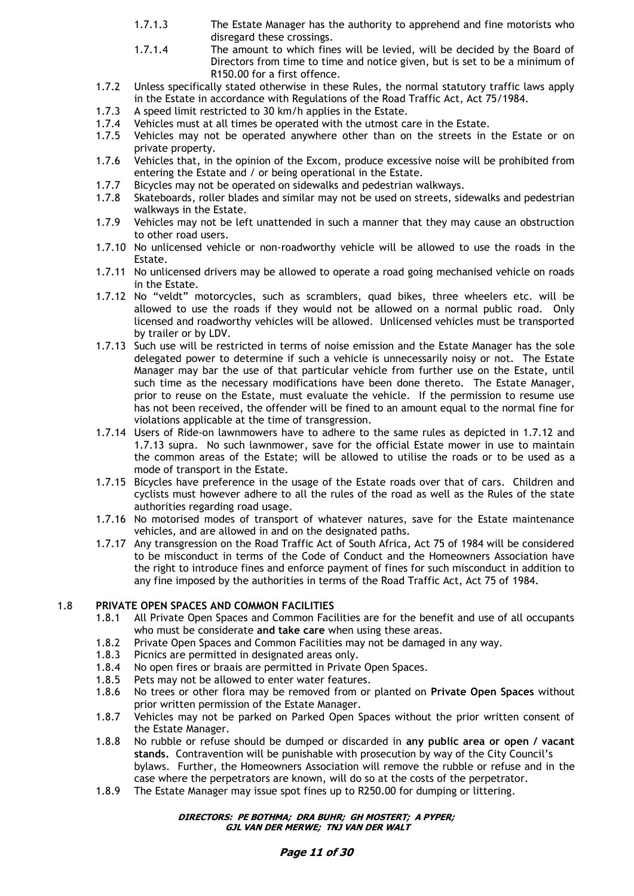1.7.1.3 The Estate Manager has the authority to apprehend and fine motorists who disregard these crossings.

1.7.1.4 The amount to which fines will be levied, will be decided by the Board of Directors from time to time and notice given, but is set to be a minimum of R150.00 for a first offence.

1.7.2 Unless specifically stated otherwise in these Rules, the normal statutory traffic laws apply in the Estate in accordance with Regulations of the Road Traffic Act, Act 75/1984.

1.7.3 A speed limit restricted to 30 km/h applies in the Estate.

1.7.4 Vehicles must at all times be operated with the utmost care in the Estate.

1.7.5 Vehicles may not be operated anywhere other than on the streets in the Estate or on private property.

1.7.6 Vehicles that, in the opinion of the Excom, produce excessive noise will be prohibited from entering the Estate and / or being operational in the Estate.

1.7.7 Bicycles may not be operated on sidewalks and pedestrian walkways.

1.7.8 Skateboards, roller blades and similar may not be used on streets, sidewalks and pedestrian walkways in the Estate.

1.7.9 Vehicles may not be left unattended in such a manner that they may cause an obstruction to other road users.

1.7.10 No unlicensed vehicle or non-roadworthy vehicle will be allowed to use the roads in the Estate.

1.7.11 No unlicensed drivers may be allowed to operate a road going mechanised vehicle on roads in the Estate.

1.7.12 No "veldt" motorcycles, such as scramblers, quad bikes, three wheelers etc. will be allowed to use the roads if they would not be allowed on a normal public road. Only licensed and roadworthy vehicles will be allowed. Unlicensed vehicles must be transported by trailer or by LDV.

1.7.13 Such use will be restricted in terms of noise emission and the Estate Manager has the sole delegated power to determine if such a vehicle is unnecessarily noisy or not. The Estate Manager may bar the use of that particular vehicle from further use on the Estate, until such time as the necessary modifications have been done thereto. The Estate Manager, prior to reuse on the Estate, must evaluate the vehicle. If the permission to resume use has not been received, the offender will be fined to an amount equal to the normal fine for violations applicable at the time of transgression.

1.7.14 Users of Ride-on lawnmowers have to adhere to the same rules as depicted in 1.7.12 and 1.7.13 supra. No such lawnmower, save for the official Estate mower in use to maintain the common areas of the Estate; will be allowed to utilise the roads or to be used as a mode of transport in the Estate.

1.7.15 Bicycles have preference in the usage of the Estate roads over that of cars. Children and cyclists must however adhere to all the rules of the road as well as the Rules of the state authorities regarding road usage.

1.7.16 No motorised modes of transport of whatever natures, save for the Estate maintenance vehicles, and are allowed in and on the designated paths.

1.7.17 Any transgression on the Road Traffic Act of South Africa, Act 75 of 1984 will be considered to be misconduct in terms of the Code of Conduct and the Homeowners Association have the right to introduce fines and enforce payment of fines for such misconduct in addition to any fine imposed by the authorities in terms of the Road Traffic Act, Act 75 of 1984.

## 1.8 PRIVATE OPEN SPACES AND COMMON FACILITIES

1.8.1 All Private Open Spaces and Common Facilities are for the benefit and use of all occupants who must be considerate **and take care** when using these areas.

1.8.2 Private Open Spaces and Common Facilities may not be damaged in any way.

1.8.3 Picnics are permitted in designated areas only.

1.8.4 No open fires or braais are permitted in Private Open Spaces.

1.8.5 Pets may not be allowed to enter water features.

1.8.6 No trees or other flora may be removed from or planted on **Private Open Spaces** without prior written permission of the Estate Manager.

1.8.7 Vehicles may not be parked on Parked Open Spaces without the prior written consent of the Estate Manager.

1.8.8 No rubble or refuse should be dumped or discarded in **any public area or open / vacant stands.** Contravention will be punishable with prosecution by way of the City Council's bylaws. Further, the Homeowners Association will remove the rubble or refuse and in the case where the perpetrators are known, will do so at the costs of the perpetrator.

1.8.9 The Estate Manager may issue spot fines up to R250.00 for dumping or littering.

**DIRECTORS: PE BOTHMA; DRA BUHR; GH MOSTERT; A PYPER; GJL VAN DER MERWE; TNJ VAN DER WALT**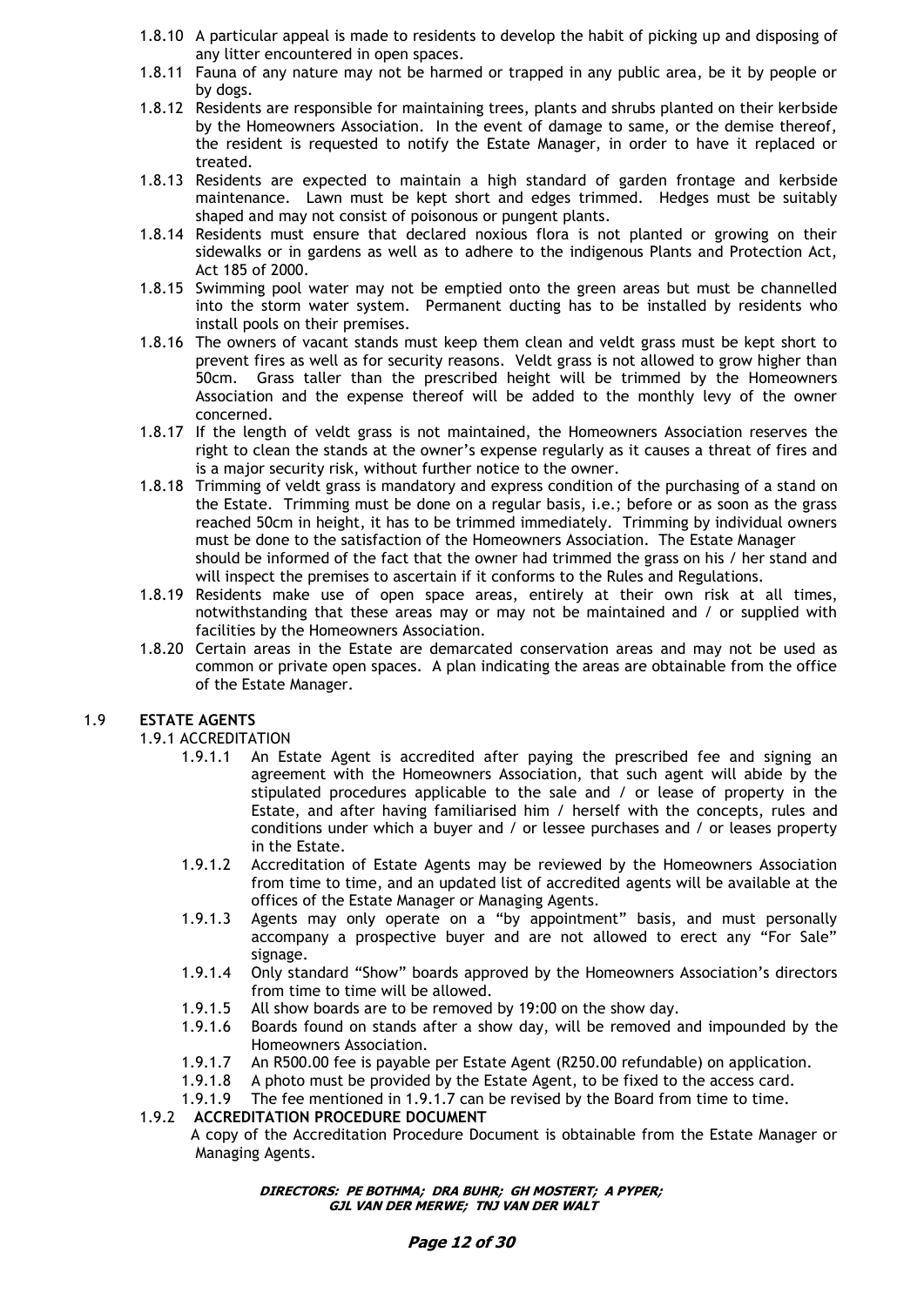1.8.10 A particular appeal is made to residents to develop the habit of picking up and disposing of any litter encountered in open spaces.

1.8.11 Fauna of any nature may not be harmed or trapped in any public area, be it by people or by dogs.

1.8.12 Residents are responsible for maintaining trees, plants and shrubs planted on their kerbside by the Homeowners Association. In the event of damage to same, or the demise thereof, the resident is requested to notify the Estate Manager, in order to have it replaced or treated.

1.8.13 Residents are expected to maintain a high standard of garden frontage and kerbside maintenance. Lawn must be kept short and edges trimmed. Hedges must be suitably shaped and may not consist of poisonous or pungent plants.

1.8.14 Residents must ensure that declared noxious flora is not planted or growing on their sidewalks or in gardens as well as to adhere to the indigenous Plants and Protection Act, Act 185 of 2000.

1.8.15 Swimming pool water may not be emptied onto the green areas but must be channelled into the storm water system. Permanent ducting has to be installed by residents who install pools on their premises.

1.8.16 The owners of vacant stands must keep them clean and veldt grass must be kept short to prevent fires as well as for security reasons. Veldt grass is not allowed to grow higher than 50cm. Grass taller than the prescribed height will be trimmed by the Homeowners Association and the expense thereof will be added to the monthly levy of the owner concerned.

1.8.17 If the length of veldt grass is not maintained, the Homeowners Association reserves the right to clean the stands at the owner's expense regularly as it causes a threat of fires and is a major security risk, without further notice to the owner.

1.8.18 Trimming of veldt grass is mandatory and express condition of the purchasing of a stand on the Estate. Trimming must be done on a regular basis, i.e.; before or as soon as the grass reached 50cm in height, it has to be trimmed immediately. Trimming by individual owners must be done to the satisfaction of the Homeowners Association. The Estate Manager should be informed of the fact that the owner had trimmed the grass on his / her stand and will inspect the premises to ascertain if it conforms to the Rules and Regulations.

1.8.19 Residents make use of open space areas, entirely at their own risk at all times, notwithstanding that these areas may or may not be maintained and / or supplied with facilities by the Homeowners Association.

1.8.20 Certain areas in the Estate are demarcated conservation areas and may not be used as common or private open spaces. A plan indicating the areas are obtainable from the office of the Estate Manager.

## 1.9 ESTATE AGENTS

### 1.9.1 ACCREDITATION

1.9.1.1 An Estate Agent is accredited after paying the prescribed fee and signing an agreement with the Homeowners Association, that such agent will abide by the stipulated procedures applicable to the sale and / or lease of property in the Estate, and after having familiarised him / herself with the concepts, rules and conditions under which a buyer and / or lessee purchases and / or leases property in the Estate.

1.9.1.2 Accreditation of Estate Agents may be reviewed by the Homeowners Association from time to time, and an updated list of accredited agents will be available at the offices of the Estate Manager or Managing Agents.

1.9.1.3 Agents may only operate on a "by appointment" basis, and must personally accompany a prospective buyer and are not allowed to erect any "For Sale" signage.

1.9.1.4 Only standard "Show" boards approved by the Homeowners Association's directors from time to time will be allowed.

1.9.1.5 All show boards are to be removed by 19:00 on the show day.

1.9.1.6 Boards found on stands after a show day, will be removed and impounded by the Homeowners Association.

1.9.1.7 An R500.00 fee is payable per Estate Agent (R250.00 refundable) on application.

1.9.1.8 A photo must be provided by the Estate Agent, to be fixed to the access card.

1.9.1.9 The fee mentioned in 1.9.1.7 can be revised by the Board from time to time.

### 1.9.2 ACCREDITATION PROCEDURE DOCUMENT

A copy of the Accreditation Procedure Document is obtainable from the Estate Manager or Managing Agents.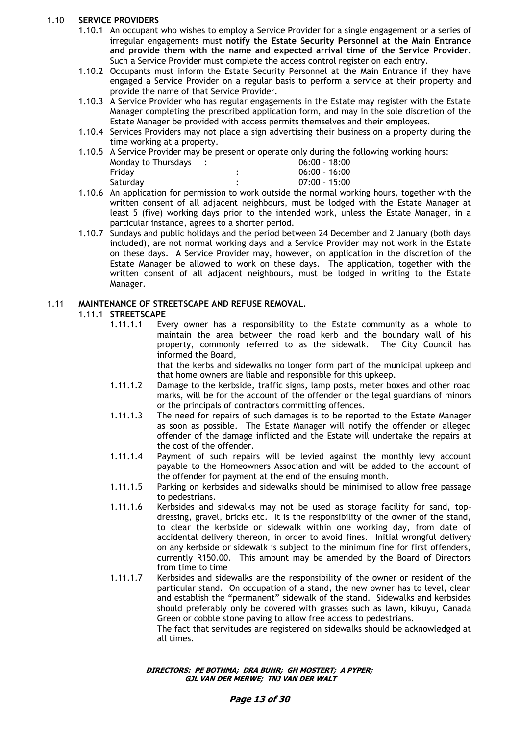## 1.10 SERVICE PROVIDERS

1.10.1 An occupant who wishes to employ a Service Provider for a single engagement or a series of irregular engagements must **notify the Estate Security Personnel at the Main Entrance and provide them with the name and expected arrival time of the Service Provider.** Such a Service Provider must complete the access control register on each entry.

1.10.2 Occupants must inform the Estate Security Personnel at the Main Entrance if they have engaged a Service Provider on a regular basis to perform a service at their property and provide the name of that Service Provider.

1.10.3 A Service Provider who has regular engagements in the Estate may register with the Estate Manager completing the prescribed application form, and may in the sole discretion of the Estate Manager be provided with access permits themselves and their employees.

1.10.4 Services Providers may not place a sign advertising their business on a property during the time working at a property.

1.10.5 A Service Provider may be present or operate only during the following working hours:

| | | |
|---|---|---|
| Monday to Thursdays | : | 06:00 – 18:00 |
| Friday | : | 06:00 – 16:00 |
| Saturday | : | 07:00 – 15:00 |

1.10.6 An application for permission to work outside the normal working hours, together with the written consent of all adjacent neighbours, must be lodged with the Estate Manager at least 5 (five) working days prior to the intended work, unless the Estate Manager, in a particular instance, agrees to a shorter period.

1.10.7 Sundays and public holidays and the period between 24 December and 2 January (both days included), are not normal working days and a Service Provider may not work in the Estate on these days. A Service Provider may, however, on application in the discretion of the Estate Manager be allowed to work on these days. The application, together with the written consent of all adjacent neighbours, must be lodged in writing to the Estate Manager.

## 1.11 MAINTENANCE OF STREETSCAPE AND REFUSE REMOVAL.

### 1.11.1 STREETSCAPE

1.11.1.1 Every owner has a responsibility to the Estate community as a whole to maintain the area between the road kerb and the boundary wall of his property, commonly referred to as the sidewalk. The City Council has informed the Board,
that the kerbs and sidewalks no longer form part of the municipal upkeep and that home owners are liable and responsible for this upkeep.

1.11.1.2 Damage to the kerbside, traffic signs, lamp posts, meter boxes and other road marks, will be for the account of the offender or the legal guardians of minors or the principals of contractors committing offences.

1.11.1.3 The need for repairs of such damages is to be reported to the Estate Manager as soon as possible. The Estate Manager will notify the offender or alleged offender of the damage inflicted and the Estate will undertake the repairs at the cost of the offender.

1.11.1.4 Payment of such repairs will be levied against the monthly levy account payable to the Homeowners Association and will be added to the account of the offender for payment at the end of the ensuing month.

1.11.1.5 Parking on kerbsides and sidewalks should be minimised to allow free passage to pedestrians.

1.11.1.6 Kerbsides and sidewalks may not be used as storage facility for sand, top-dressing, gravel, bricks etc. It is the responsibility of the owner of the stand, to clear the kerbside or sidewalk within one working day, from date of accidental delivery thereon, in order to avoid fines. Initial wrongful delivery on any kerbside or sidewalk is subject to the minimum fine for first offenders, currently R150.00. This amount may be amended by the Board of Directors from time to time

1.11.1.7 Kerbsides and sidewalks are the responsibility of the owner or resident of the particular stand. On occupation of a stand, the new owner has to level, clean and establish the "permanent" sidewalk of the stand. Sidewalks and kerbsides should preferably only be covered with grasses such as lawn, kikuyu, Canada Green or cobble stone paving to allow free access to pedestrians.
The fact that servitudes are registered on sidewalks should be acknowledged at all times.

***DIRECTORS: PE BOTHMA; DRA BUHR; GH MOSTERT; A PYPER; GJL VAN DER MERWE; TNJ VAN DER WALT***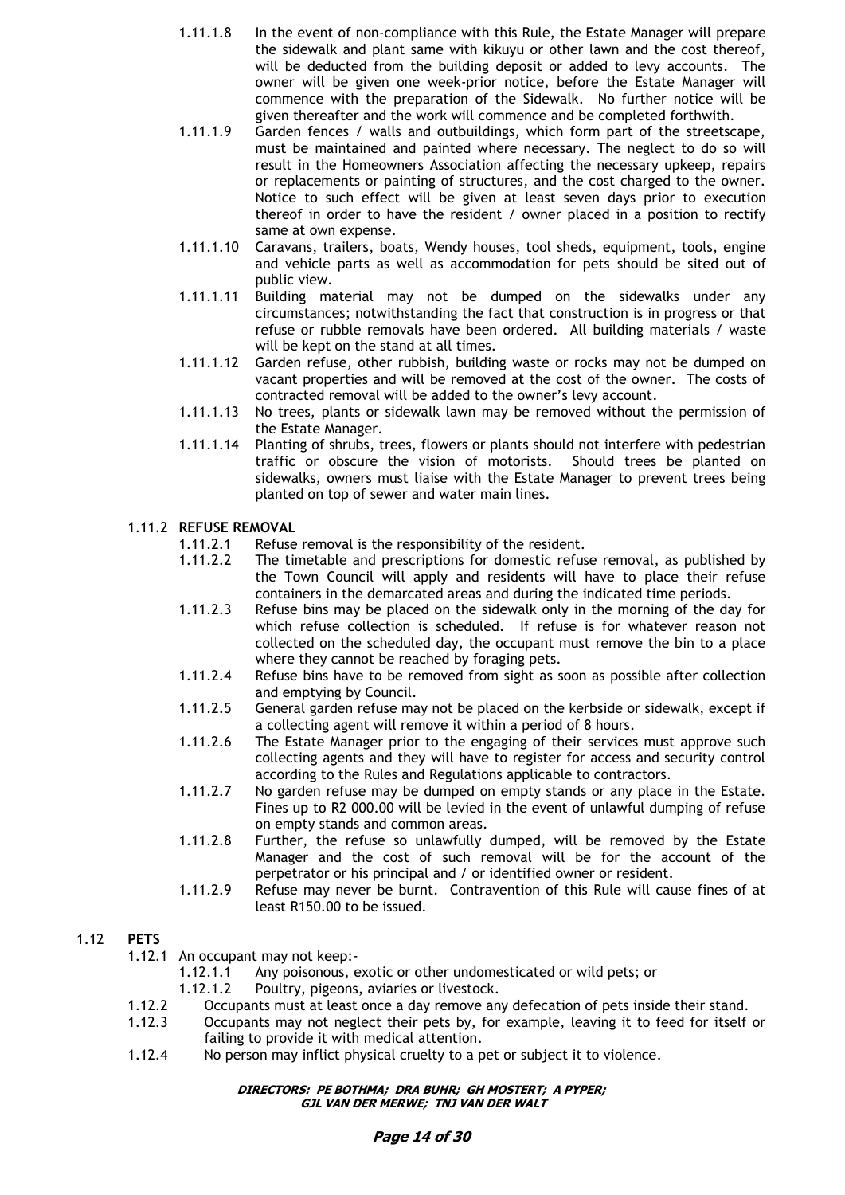1.11.1.8 In the event of non-compliance with this Rule, the Estate Manager will prepare the sidewalk and plant same with kikuyu or other lawn and the cost thereof, will be deducted from the building deposit or added to levy accounts. The owner will be given one week-prior notice, before the Estate Manager will commence with the preparation of the Sidewalk. No further notice will be given thereafter and the work will commence and be completed forthwith.

1.11.1.9 Garden fences / walls and outbuildings, which form part of the streetscape, must be maintained and painted where necessary. The neglect to do so will result in the Homeowners Association affecting the necessary upkeep, repairs or replacements or painting of structures, and the cost charged to the owner. Notice to such effect will be given at least seven days prior to execution thereof in order to have the resident / owner placed in a position to rectify same at own expense.

1.11.1.10 Caravans, trailers, boats, Wendy houses, tool sheds, equipment, tools, engine and vehicle parts as well as accommodation for pets should be sited out of public view.

1.11.1.11 Building material may not be dumped on the sidewalks under any circumstances; notwithstanding the fact that construction is in progress or that refuse or rubble removals have been ordered. All building materials / waste will be kept on the stand at all times.

1.11.1.12 Garden refuse, other rubbish, building waste or rocks may not be dumped on vacant properties and will be removed at the cost of the owner. The costs of contracted removal will be added to the owner's levy account.

1.11.1.13 No trees, plants or sidewalk lawn may be removed without the permission of the Estate Manager.

1.11.1.14 Planting of shrubs, trees, flowers or plants should not interfere with pedestrian traffic or obscure the vision of motorists. Should trees be planted on sidewalks, owners must liaise with the Estate Manager to prevent trees being planted on top of sewer and water main lines.

### 1.11.2 REFUSE REMOVAL

1.11.2.1 Refuse removal is the responsibility of the resident.

1.11.2.2 The timetable and prescriptions for domestic refuse removal, as published by the Town Council will apply and residents will have to place their refuse containers in the demarcated areas and during the indicated time periods.

1.11.2.3 Refuse bins may be placed on the sidewalk only in the morning of the day for which refuse collection is scheduled. If refuse is for whatever reason not collected on the scheduled day, the occupant must remove the bin to a place where they cannot be reached by foraging pets.

1.11.2.4 Refuse bins have to be removed from sight as soon as possible after collection and emptying by Council.

1.11.2.5 General garden refuse may not be placed on the kerbside or sidewalk, except if a collecting agent will remove it within a period of 8 hours.

1.11.2.6 The Estate Manager prior to the engaging of their services must approve such collecting agents and they will have to register for access and security control according to the Rules and Regulations applicable to contractors.

1.11.2.7 No garden refuse may be dumped on empty stands or any place in the Estate. Fines up to R2 000.00 will be levied in the event of unlawful dumping of refuse on empty stands and common areas.

1.11.2.8 Further, the refuse so unlawfully dumped, will be removed by the Estate Manager and the cost of such removal will be for the account of the perpetrator or his principal and / or identified owner or resident.

1.11.2.9 Refuse may never be burnt. Contravention of this Rule will cause fines of at least R150.00 to be issued.

## 1.12 PETS

1.12.1 An occupant may not keep:-

1.12.1.1 Any poisonous, exotic or other undomesticated or wild pets; or

1.12.1.2 Poultry, pigeons, aviaries or livestock.

1.12.2 Occupants must at least once a day remove any defecation of pets inside their stand.

1.12.3 Occupants may not neglect their pets by, for example, leaving it to feed for itself or failing to provide it with medical attention.

1.12.4 No person may inflict physical cruelty to a pet or subject it to violence.

**DIRECTORS: PE BOTHMA; DRA BUHR; GH MOSTERT; A PYPER; GJL VAN DER MERWE; TNJ VAN DER WALT**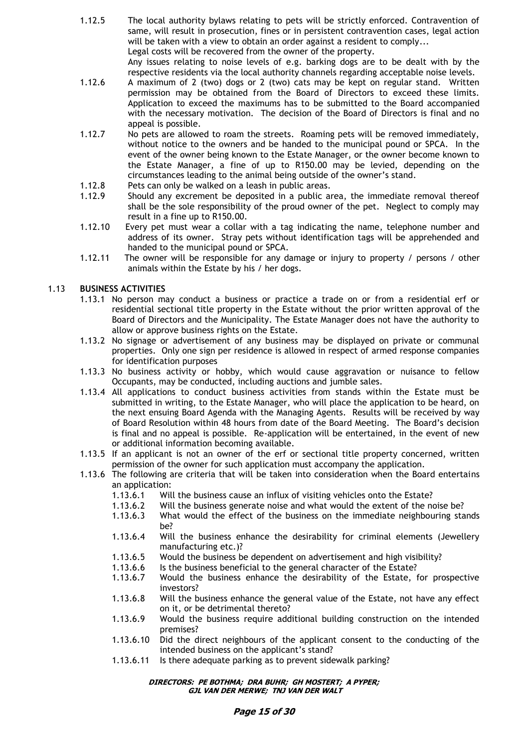1.12.5 The local authority bylaws relating to pets will be strictly enforced. Contravention of same, will result in prosecution, fines or in persistent contravention cases, legal action will be taken with a view to obtain an order against a resident to comply...
Legal costs will be recovered from the owner of the property.
Any issues relating to noise levels of e.g. barking dogs are to be dealt with by the respective residents via the local authority channels regarding acceptable noise levels.

1.12.6 A maximum of 2 (two) dogs or 2 (two) cats may be kept on regular stand. Written permission may be obtained from the Board of Directors to exceed these limits. Application to exceed the maximums has to be submitted to the Board accompanied with the necessary motivation. The decision of the Board of Directors is final and no appeal is possible.

1.12.7 No pets are allowed to roam the streets. Roaming pets will be removed immediately, without notice to the owners and be handed to the municipal pound or SPCA. In the event of the owner being known to the Estate Manager, or the owner become known to the Estate Manager, a fine of up to R150.00 may be levied, depending on the circumstances leading to the animal being outside of the owner's stand.

1.12.8 Pets can only be walked on a leash in public areas.

1.12.9 Should any excrement be deposited in a public area, the immediate removal thereof shall be the sole responsibility of the proud owner of the pet. Neglect to comply may result in a fine up to R150.00.

1.12.10 Every pet must wear a collar with a tag indicating the name, telephone number and address of its owner. Stray pets without identification tags will be apprehended and handed to the municipal pound or SPCA.

1.12.11 The owner will be responsible for any damage or injury to property / persons / other animals within the Estate by his / her dogs.

## 1.13 BUSINESS ACTIVITIES

1.13.1 No person may conduct a business or practice a trade on or from a residential erf or residential sectional title property in the Estate without the prior written approval of the Board of Directors and the Municipality. The Estate Manager does not have the authority to allow or approve business rights on the Estate.

1.13.2 No signage or advertisement of any business may be displayed on private or communal properties. Only one sign per residence is allowed in respect of armed response companies for identification purposes

1.13.3 No business activity or hobby, which would cause aggravation or nuisance to fellow Occupants, may be conducted, including auctions and jumble sales.

1.13.4 All applications to conduct business activities from stands within the Estate must be submitted in writing, to the Estate Manager, who will place the application to be heard, on the next ensuing Board Agenda with the Managing Agents. Results will be received by way of Board Resolution within 48 hours from date of the Board Meeting. The Board's decision is final and no appeal is possible. Re-application will be entertained, in the event of new or additional information becoming available.

1.13.5 If an applicant is not an owner of the erf or sectional title property concerned, written permission of the owner for such application must accompany the application.

1.13.6 The following are criteria that will be taken into consideration when the Board entertains an application:

- 1.13.6.1 Will the business cause an influx of visiting vehicles onto the Estate?
- 1.13.6.2 Will the business generate noise and what would the extent of the noise be?
- 1.13.6.3 What would the effect of the business on the immediate neighbouring stands be?
- 1.13.6.4 Will the business enhance the desirability for criminal elements (Jewellery manufacturing etc.)?
- 1.13.6.5 Would the business be dependent on advertisement and high visibility?
- 1.13.6.6 Is the business beneficial to the general character of the Estate?
- 1.13.6.7 Would the business enhance the desirability of the Estate, for prospective investors?
- 1.13.6.8 Will the business enhance the general value of the Estate, not have any effect on it, or be detrimental thereto?
- 1.13.6.9 Would the business require additional building construction on the intended premises?
- 1.13.6.10 Did the direct neighbours of the applicant consent to the conducting of the intended business on the applicant's stand?
- 1.13.6.11 Is there adequate parking as to prevent sidewalk parking?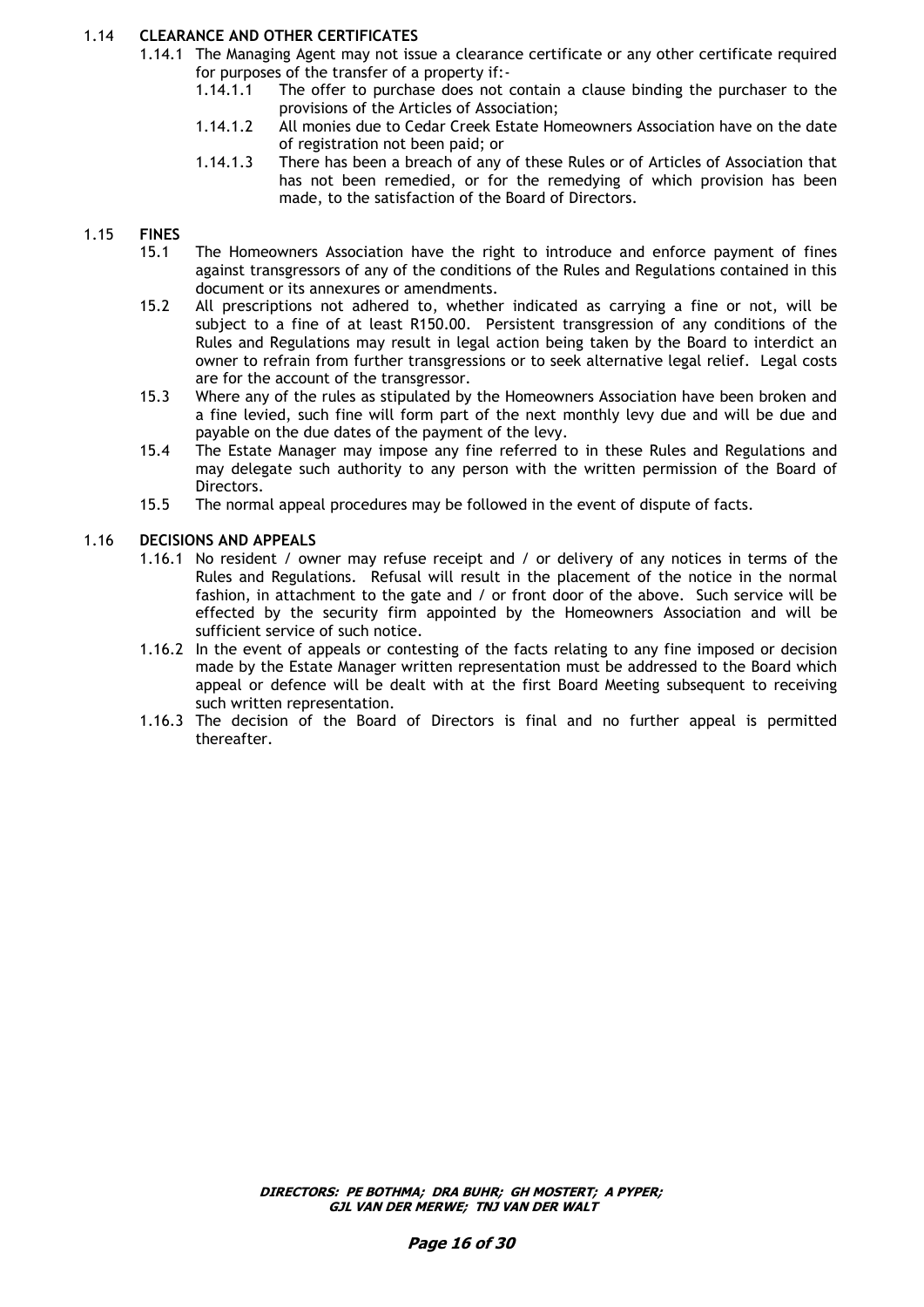### 1.14 CLEARANCE AND OTHER CERTIFICATES

1.14.1 The Managing Agent may not issue a clearance certificate or any other certificate required for purposes of the transfer of a property if:-

1.14.1.1 The offer to purchase does not contain a clause binding the purchaser to the provisions of the Articles of Association;

1.14.1.2 All monies due to Cedar Creek Estate Homeowners Association have on the date of registration not been paid; or

1.14.1.3 There has been a breach of any of these Rules or of Articles of Association that has not been remedied, or for the remedying of which provision has been made, to the satisfaction of the Board of Directors.

### 1.15 FINES

15.1 The Homeowners Association have the right to introduce and enforce payment of fines against transgressors of any of the conditions of the Rules and Regulations contained in this document or its annexures or amendments.

15.2 All prescriptions not adhered to, whether indicated as carrying a fine or not, will be subject to a fine of at least R150.00. Persistent transgression of any conditions of the Rules and Regulations may result in legal action being taken by the Board to interdict an owner to refrain from further transgressions or to seek alternative legal relief. Legal costs are for the account of the transgressor.

15.3 Where any of the rules as stipulated by the Homeowners Association have been broken and a fine levied, such fine will form part of the next monthly levy due and will be due and payable on the due dates of the payment of the levy.

15.4 The Estate Manager may impose any fine referred to in these Rules and Regulations and may delegate such authority to any person with the written permission of the Board of Directors.

15.5 The normal appeal procedures may be followed in the event of dispute of facts.

### 1.16 DECISIONS AND APPEALS

1.16.1 No resident / owner may refuse receipt and / or delivery of any notices in terms of the Rules and Regulations. Refusal will result in the placement of the notice in the normal fashion, in attachment to the gate and / or front door of the above. Such service will be effected by the security firm appointed by the Homeowners Association and will be sufficient service of such notice.

1.16.2 In the event of appeals or contesting of the facts relating to any fine imposed or decision made by the Estate Manager written representation must be addressed to the Board which appeal or defence will be dealt with at the first Board Meeting subsequent to receiving such written representation.

1.16.3 The decision of the Board of Directors is final and no further appeal is permitted thereafter.

***DIRECTORS: PE BOTHMA; DRA BUHR; GH MOSTERT; A PYPER; GJL VAN DER MERWE; TNJ VAN DER WALT***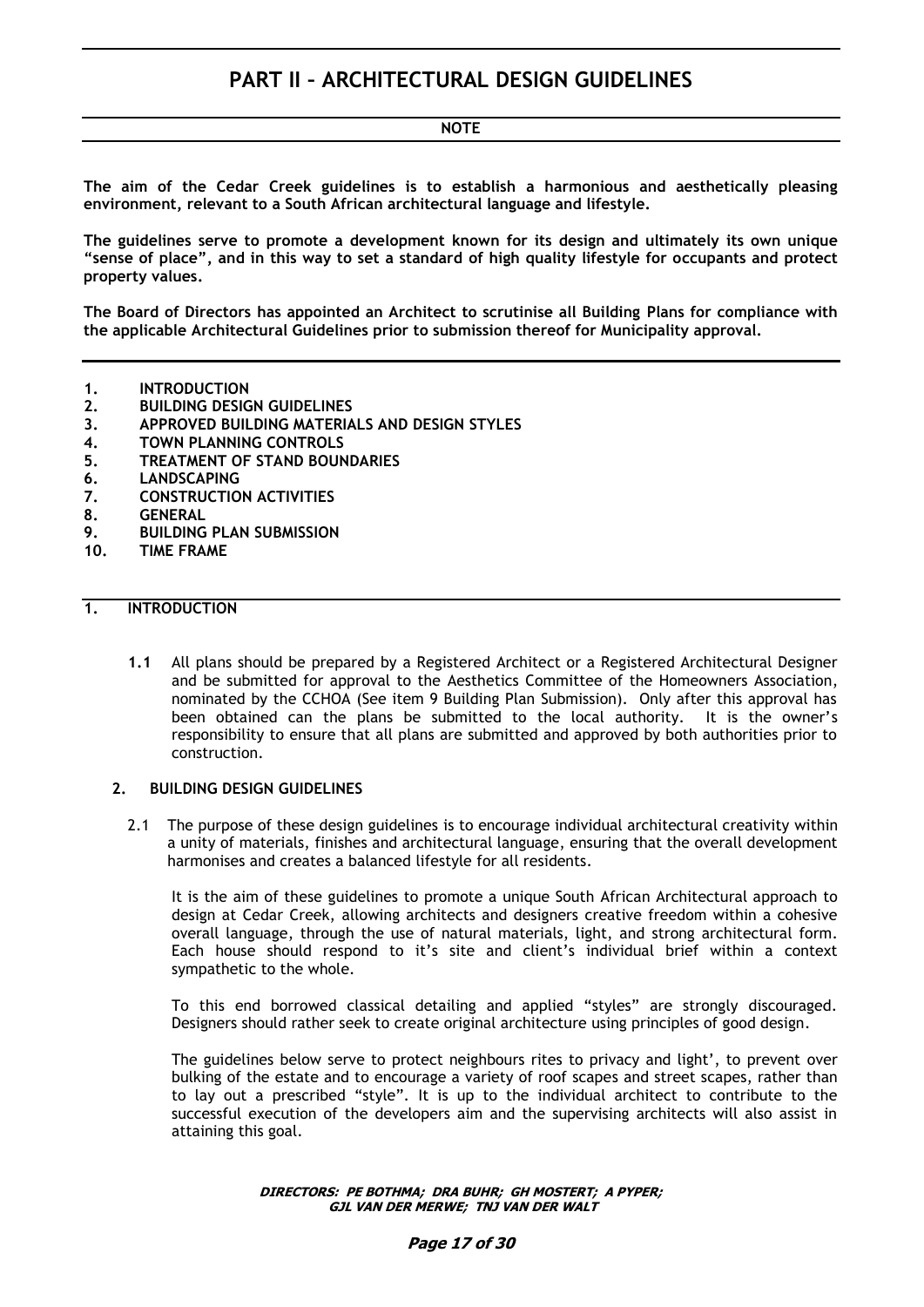# PART II – ARCHITECTURAL DESIGN GUIDELINES

**NOTE**

**The aim of the Cedar Creek guidelines is to establish a harmonious and aesthetically pleasing environment, relevant to a South African architectural language and lifestyle.**

**The guidelines serve to promote a development known for its design and ultimately its own unique "sense of place", and in this way to set a standard of high quality lifestyle for occupants and protect property values.**

**The Board of Directors has appointed an Architect to scrutinise all Building Plans for compliance with the applicable Architectural Guidelines prior to submission thereof for Municipality approval.**

1. **INTRODUCTION**
2. **BUILDING DESIGN GUIDELINES**
3. **APPROVED BUILDING MATERIALS AND DESIGN STYLES**
4. **TOWN PLANNING CONTROLS**
5. **TREATMENT OF STAND BOUNDARIES**
6. **LANDSCAPING**
7. **CONSTRUCTION ACTIVITIES**
8. **GENERAL**
9. **BUILDING PLAN SUBMISSION**
10. **TIME FRAME**

## 1. INTRODUCTION

**1.1** All plans should be prepared by a Registered Architect or a Registered Architectural Designer and be submitted for approval to the Aesthetics Committee of the Homeowners Association, nominated by the CCHOA (See item 9 Building Plan Submission). Only after this approval has been obtained can the plans be submitted to the local authority. It is the owner's responsibility to ensure that all plans are submitted and approved by both authorities prior to construction.

## 2. BUILDING DESIGN GUIDELINES

2.1 The purpose of these design guidelines is to encourage individual architectural creativity within a unity of materials, finishes and architectural language, ensuring that the overall development harmonises and creates a balanced lifestyle for all residents.

It is the aim of these guidelines to promote a unique South African Architectural approach to design at Cedar Creek, allowing architects and designers creative freedom within a cohesive overall language, through the use of natural materials, light, and strong architectural form. Each house should respond to it's site and client's individual brief within a context sympathetic to the whole.

To this end borrowed classical detailing and applied "styles" are strongly discouraged. Designers should rather seek to create original architecture using principles of good design.

The guidelines below serve to protect neighbours rites to privacy and light', to prevent over bulking of the estate and to encourage a variety of roof scapes and street scapes, rather than to lay out a prescribed "style". It is up to the individual architect to contribute to the successful execution of the developers aim and the supervising architects will also assist in attaining this goal.

***DIRECTORS: PE BOTHMA; DRA BUHR; GH MOSTERT; A PYPER; GJL VAN DER MERWE; TNJ VAN DER WALT***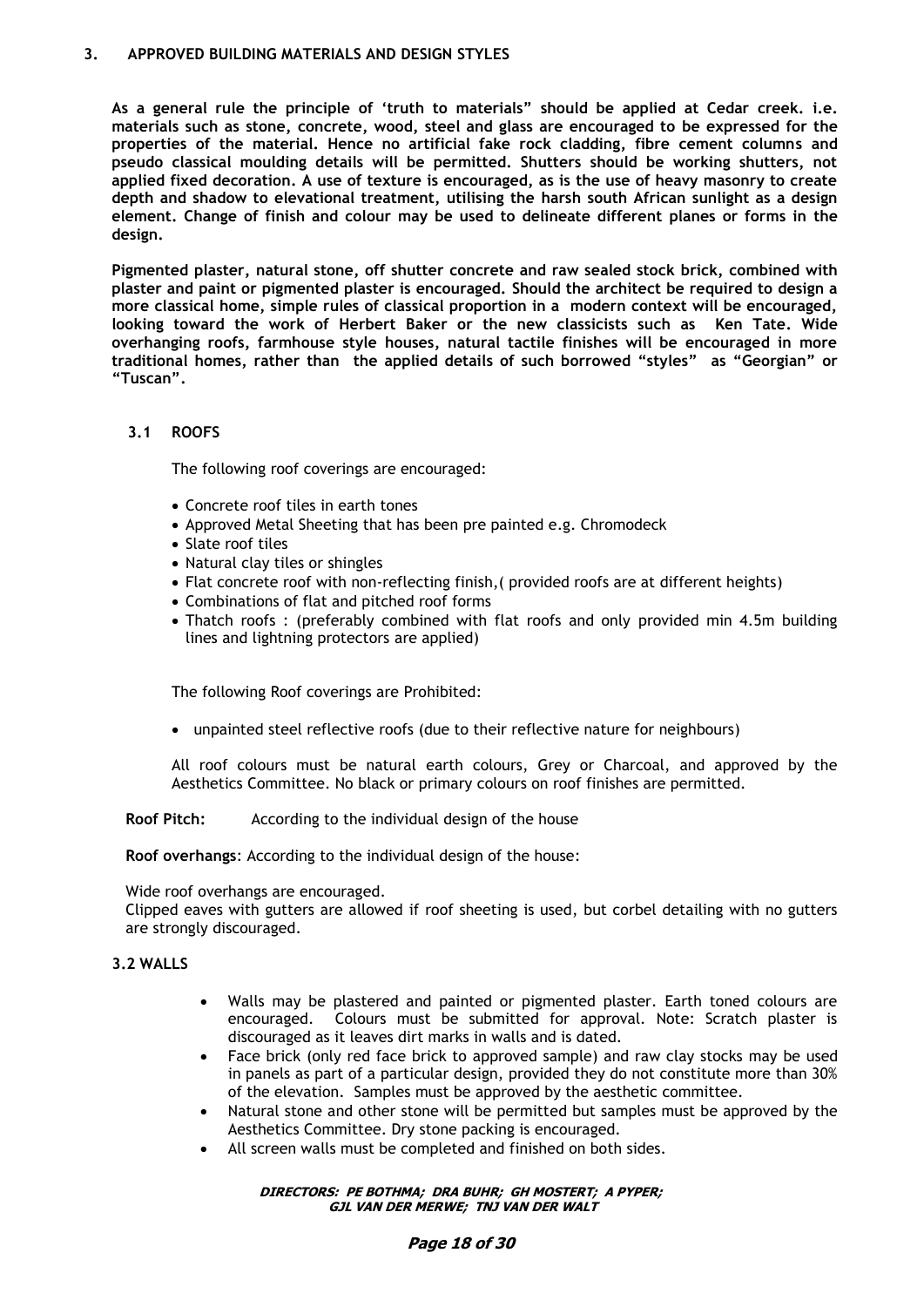## 3. APPROVED BUILDING MATERIALS AND DESIGN STYLES

**As a general rule the principle of 'truth to materials" should be applied at Cedar creek. i.e. materials such as stone, concrete, wood, steel and glass are encouraged to be expressed for the properties of the material. Hence no artificial fake rock cladding, fibre cement columns and pseudo classical moulding details will be permitted. Shutters should be working shutters, not applied fixed decoration. A use of texture is encouraged, as is the use of heavy masonry to create depth and shadow to elevational treatment, utilising the harsh south African sunlight as a design element. Change of finish and colour may be used to delineate different planes or forms in the design.**

**Pigmented plaster, natural stone, off shutter concrete and raw sealed stock brick, combined with plaster and paint or pigmented plaster is encouraged. Should the architect be required to design a more classical home, simple rules of classical proportion in a modern context will be encouraged, looking toward the work of Herbert Baker or the new classicists such as Ken Tate. Wide overhanging roofs, farmhouse style houses, natural tactile finishes will be encouraged in more traditional homes, rather than the applied details of such borrowed "styles" as "Georgian" or "Tuscan".**

### 3.1 ROOFS

The following roof coverings are encouraged:

- Concrete roof tiles in earth tones
- Approved Metal Sheeting that has been pre painted e.g. Chromodeck
- Slate roof tiles
- Natural clay tiles or shingles
- Flat concrete roof with non-reflecting finish,( provided roofs are at different heights)
- Combinations of flat and pitched roof forms
- Thatch roofs : (preferably combined with flat roofs and only provided min 4.5m building lines and lightning protectors are applied)

The following Roof coverings are Prohibited:

- unpainted steel reflective roofs (due to their reflective nature for neighbours)

All roof colours must be natural earth colours, Grey or Charcoal, and approved by the Aesthetics Committee. No black or primary colours on roof finishes are permitted.

**Roof Pitch:** According to the individual design of the house

**Roof overhangs**: According to the individual design of the house:

Wide roof overhangs are encouraged.
Clipped eaves with gutters are allowed if roof sheeting is used, but corbel detailing with no gutters are strongly discouraged.

### 3.2 WALLS

- Walls may be plastered and painted or pigmented plaster. Earth toned colours are encouraged. Colours must be submitted for approval. Note: Scratch plaster is discouraged as it leaves dirt marks in walls and is dated.
- Face brick (only red face brick to approved sample) and raw clay stocks may be used in panels as part of a particular design, provided they do not constitute more than 30% of the elevation. Samples must be approved by the aesthetic committee.
- Natural stone and other stone will be permitted but samples must be approved by the Aesthetics Committee. Dry stone packing is encouraged.
- All screen walls must be completed and finished on both sides.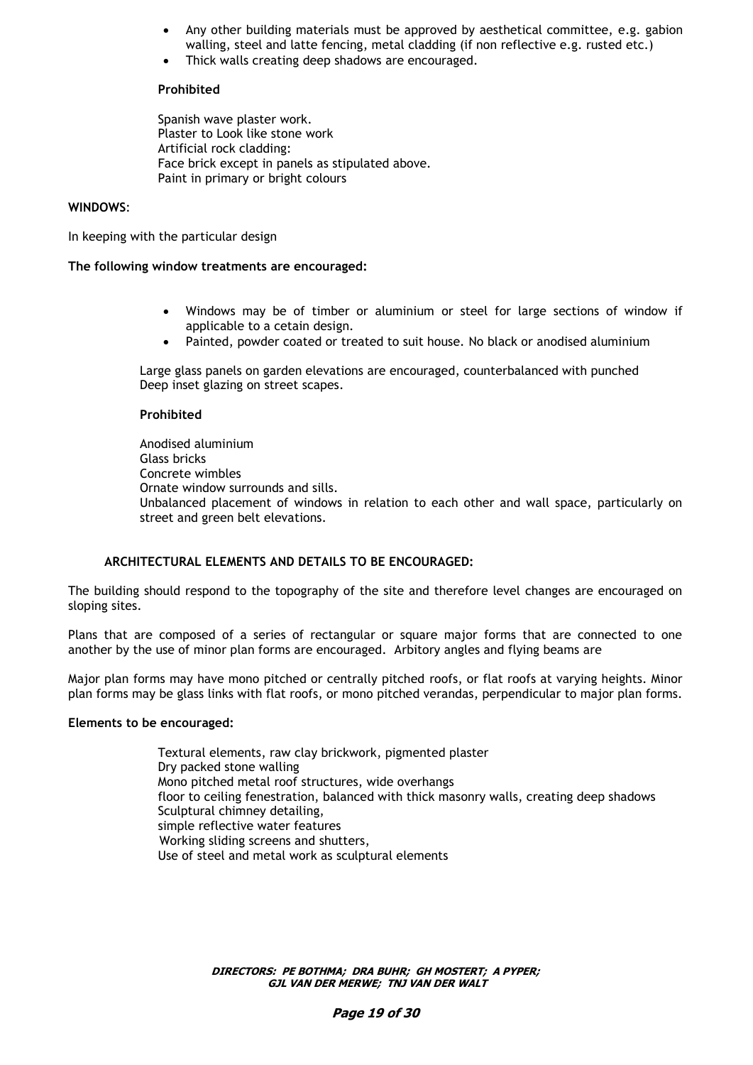- Any other building materials must be approved by aesthetical committee, e.g. gabion walling, steel and latte fencing, metal cladding (if non reflective e.g. rusted etc.)
- Thick walls creating deep shadows are encouraged.

**Prohibited**

Spanish wave plaster work.
Plaster to Look like stone work
Artificial rock cladding:
Face brick except in panels as stipulated above.
Paint in primary or bright colours

**WINDOWS**:

In keeping with the particular design

**The following window treatments are encouraged:**

- Windows may be of timber or aluminium or steel for large sections of window if applicable to a cetain design.
- Painted, powder coated or treated to suit house. No black or anodised aluminium

Large glass panels on garden elevations are encouraged, counterbalanced with punched Deep inset glazing on street scapes.

**Prohibited**

Anodised aluminium
Glass bricks
Concrete wimbles
Ornate window surrounds and sills.
Unbalanced placement of windows in relation to each other and wall space, particularly on street and green belt elevations.

**ARCHITECTURAL ELEMENTS AND DETAILS TO BE ENCOURAGED:**

The building should respond to the topography of the site and therefore level changes are encouraged on sloping sites.

Plans that are composed of a series of rectangular or square major forms that are connected to one another by the use of minor plan forms are encouraged. Arbitory angles and flying beams are

Major plan forms may have mono pitched or centrally pitched roofs, or flat roofs at varying heights. Minor plan forms may be glass links with flat roofs, or mono pitched verandas, perpendicular to major plan forms.

**Elements to be encouraged:**

Textural elements, raw clay brickwork, pigmented plaster
Dry packed stone walling
Mono pitched metal roof structures, wide overhangs
floor to ceiling fenestration, balanced with thick masonry walls, creating deep shadows
Sculptural chimney detailing,
simple reflective water features
Working sliding screens and shutters,
Use of steel and metal work as sculptural elements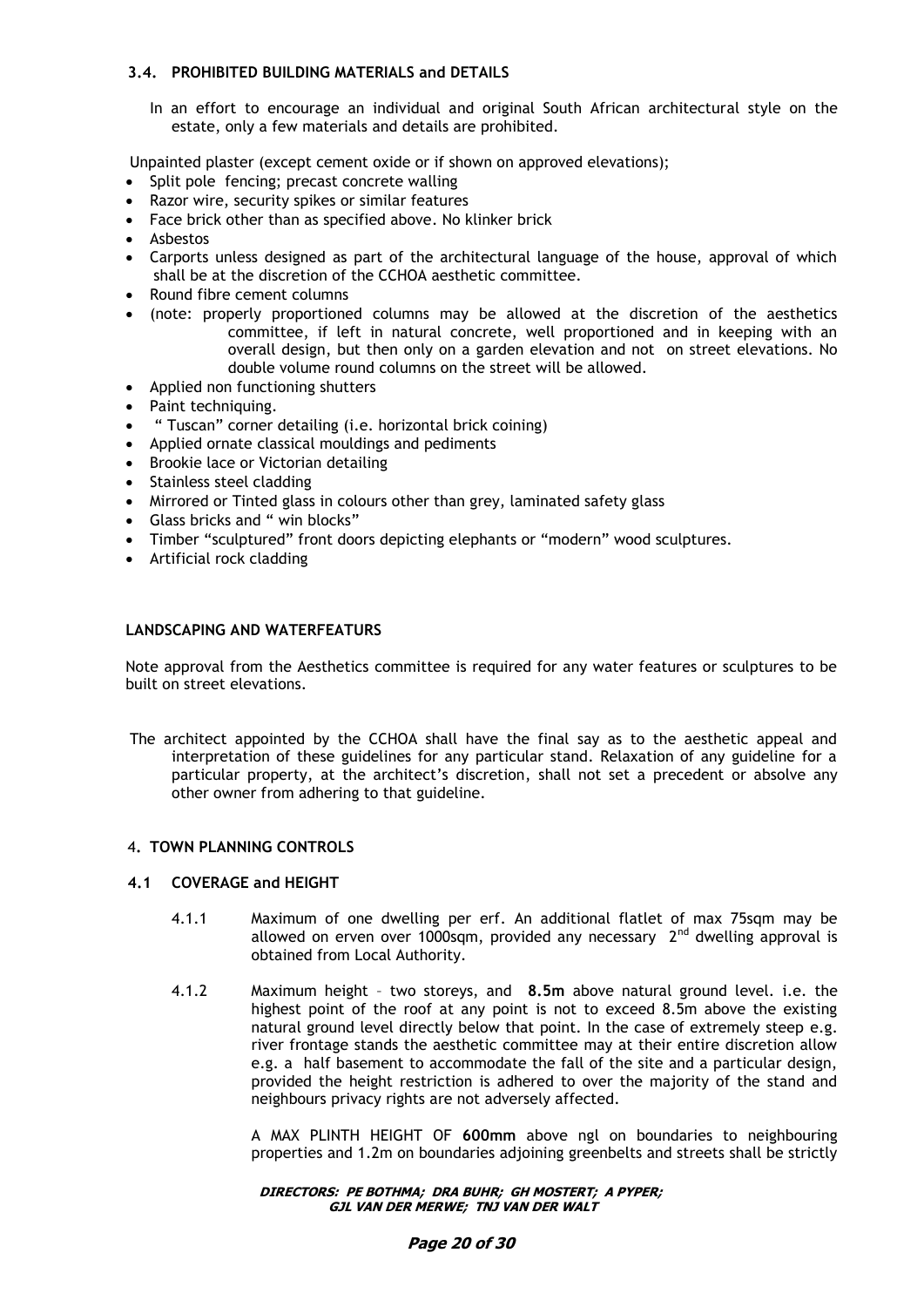### 3.4. PROHIBITED BUILDING MATERIALS and DETAILS

In an effort to encourage an individual and original South African architectural style on the estate, only a few materials and details are prohibited.

Unpainted plaster (except cement oxide or if shown on approved elevations);

- Split pole fencing; precast concrete walling
- Razor wire, security spikes or similar features
- Face brick other than as specified above. No klinker brick
- Asbestos
- Carports unless designed as part of the architectural language of the house, approval of which shall be at the discretion of the CCHOA aesthetic committee.
- Round fibre cement columns
- (note: properly proportioned columns may be allowed at the discretion of the aesthetics committee, if left in natural concrete, well proportioned and in keeping with an overall design, but then only on a garden elevation and not on street elevations. No double volume round columns on the street will be allowed.
- Applied non functioning shutters
- Paint techniquing.
- " Tuscan" corner detailing (i.e. horizontal brick coining)
- Applied ornate classical mouldings and pediments
- Brookie lace or Victorian detailing
- Stainless steel cladding
- Mirrored or Tinted glass in colours other than grey, laminated safety glass
- Glass bricks and " win blocks"
- Timber "sculptured" front doors depicting elephants or "modern" wood sculptures.
- Artificial rock cladding

### LANDSCAPING AND WATERFEATURS

Note approval from the Aesthetics committee is required for any water features or sculptures to be built on street elevations.

The architect appointed by the CCHOA shall have the final say as to the aesthetic appeal and interpretation of these guidelines for any particular stand. Relaxation of any guideline for a particular property, at the architect's discretion, shall not set a precedent or absolve any other owner from adhering to that guideline.

## 4. TOWN PLANNING CONTROLS

### 4.1 COVERAGE and HEIGHT

4.1.1 Maximum of one dwelling per erf. An additional flatlet of max 75sqm may be allowed on erven over 1000sqm, provided any necessary 2[nd] dwelling approval is obtained from Local Authority.

4.1.2 Maximum height – two storeys, and **8.5m** above natural ground level. i.e. the highest point of the roof at any point is not to exceed 8.5m above the existing natural ground level directly below that point. In the case of extremely steep e.g. river frontage stands the aesthetic committee may at their entire discretion allow e.g. a half basement to accommodate the fall of the site and a particular design, provided the height restriction is adhered to over the majority of the stand and neighbours privacy rights are not adversely affected.

A MAX PLINTH HEIGHT OF **600mm** above ngl on boundaries to neighbouring properties and 1.2m on boundaries adjoining greenbelts and streets shall be strictly

***DIRECTORS: PE BOTHMA; DRA BUHR; GH MOSTERT; A PYPER; GJL VAN DER MERWE; TNJ VAN DER WALT***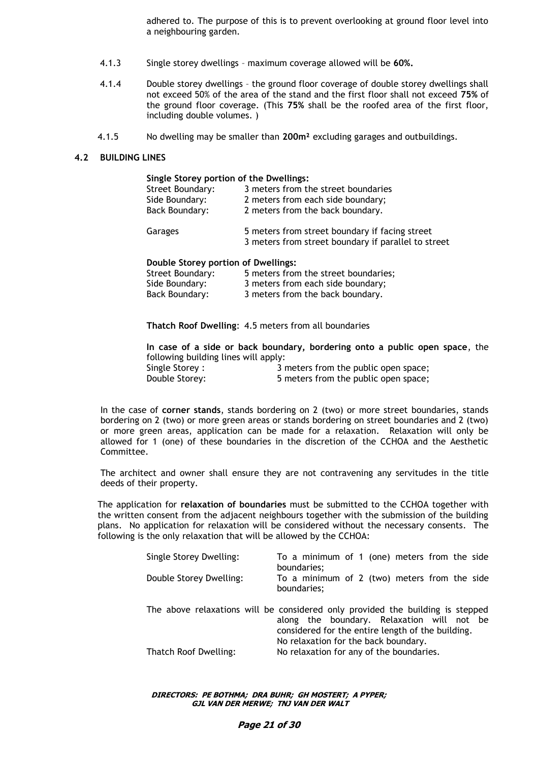adhered to. The purpose of this is to prevent overlooking at ground floor level into a neighbouring garden.

4.1.3 Single storey dwellings – maximum coverage allowed will be **60%.**

4.1.4 Double storey dwellings – the ground floor coverage of double storey dwellings shall not exceed 50% of the area of the stand and the first floor shall not exceed **75%** of the ground floor coverage. (This **75%** shall be the roofed area of the first floor, including double volumes. )

4.1.5 No dwelling may be smaller than **200m²** excluding garages and outbuildings.

## 4.2 BUILDING LINES

**Single Storey portion of the Dwellings:**

| | |
|---|---|
| Street Boundary: | 3 meters from the street boundaries |
| Side Boundary: | 2 meters from each side boundary; |
| Back Boundary: | 2 meters from the back boundary. |
| Garages | 5 meters from street boundary if facing street<br>3 meters from street boundary if parallel to street |

**Double Storey portion of Dwellings:**

| | |
|---|---|
| Street Boundary: | 5 meters from the street boundaries; |
| Side Boundary: | 3 meters from each side boundary; |
| Back Boundary: | 3 meters from the back boundary. |

**Thatch Roof Dwelling**: 4.5 meters from all boundaries

**In case of a side or back boundary, bordering onto a public open space**, the following building lines will apply:

| | |
|---|---|
| Single Storey : | 3 meters from the public open space; |
| Double Storey: | 5 meters from the public open space; |

In the case of **corner stands**, stands bordering on 2 (two) or more street boundaries, stands bordering on 2 (two) or more green areas or stands bordering on street boundaries and 2 (two) or more green areas, application can be made for a relaxation. Relaxation will only be allowed for 1 (one) of these boundaries in the discretion of the CCHOA and the Aesthetic Committee.

The architect and owner shall ensure they are not contravening any servitudes in the title deeds of their property.

The application for **relaxation of boundaries** must be submitted to the CCHOA together with the written consent from the adjacent neighbours together with the submission of the building plans. No application for relaxation will be considered without the necessary consents. The following is the only relaxation that will be allowed by the CCHOA:

| | |
|---|---|
| Single Storey Dwelling: | To a minimum of 1 (one) meters from the side boundaries; |
| Double Storey Dwelling: | To a minimum of 2 (two) meters from the side boundaries; |

The above relaxations will be considered only provided the building is stepped along the boundary. Relaxation will not be considered for the entire length of the building. No relaxation for the back boundary.

| | |
|---|---|
| Thatch Roof Dwelling: | No relaxation for any of the boundaries. |

***DIRECTORS: PE BOTHMA; DRA BUHR; GH MOSTERT; A PYPER; GJL VAN DER MERWE; TNJ VAN DER WALT***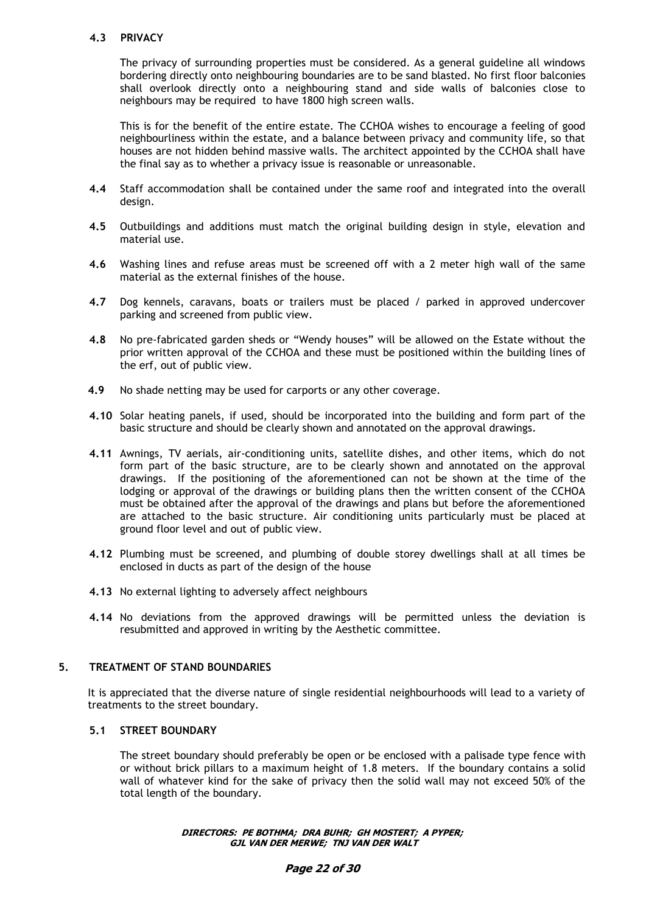### 4.3 PRIVACY

The privacy of surrounding properties must be considered. As a general guideline all windows bordering directly onto neighbouring boundaries are to be sand blasted. No first floor balconies shall overlook directly onto a neighbouring stand and side walls of balconies close to neighbours may be required to have 1800 high screen walls.

This is for the benefit of the entire estate. The CCHOA wishes to encourage a feeling of good neighbourliness within the estate, and a balance between privacy and community life, so that houses are not hidden behind massive walls. The architect appointed by the CCHOA shall have the final say as to whether a privacy issue is reasonable or unreasonable.

**4.4** Staff accommodation shall be contained under the same roof and integrated into the overall design.

**4.5** Outbuildings and additions must match the original building design in style, elevation and material use.

**4.6** Washing lines and refuse areas must be screened off with a 2 meter high wall of the same material as the external finishes of the house.

**4.7** Dog kennels, caravans, boats or trailers must be placed / parked in approved undercover parking and screened from public view.

**4.8** No pre-fabricated garden sheds or "Wendy houses" will be allowed on the Estate without the prior written approval of the CCHOA and these must be positioned within the building lines of the erf, out of public view.

**4.9** No shade netting may be used for carports or any other coverage.

**4.10** Solar heating panels, if used, should be incorporated into the building and form part of the basic structure and should be clearly shown and annotated on the approval drawings.

**4.11** Awnings, TV aerials, air-conditioning units, satellite dishes, and other items, which do not form part of the basic structure, are to be clearly shown and annotated on the approval drawings. If the positioning of the aforementioned can not be shown at the time of the lodging or approval of the drawings or building plans then the written consent of the CCHOA must be obtained after the approval of the drawings and plans but before the aforementioned are attached to the basic structure. Air conditioning units particularly must be placed at ground floor level and out of public view.

**4.12** Plumbing must be screened, and plumbing of double storey dwellings shall at all times be enclosed in ducts as part of the design of the house

**4.13** No external lighting to adversely affect neighbours

**4.14** No deviations from the approved drawings will be permitted unless the deviation is resubmitted and approved in writing by the Aesthetic committee.

## 5. TREATMENT OF STAND BOUNDARIES

It is appreciated that the diverse nature of single residential neighbourhoods will lead to a variety of treatments to the street boundary.

### 5.1 STREET BOUNDARY

The street boundary should preferably be open or be enclosed with a palisade type fence with or without brick pillars to a maximum height of 1.8 meters. If the boundary contains a solid wall of whatever kind for the sake of privacy then the solid wall may not exceed 50% of the total length of the boundary.

***DIRECTORS: PE BOTHMA; DRA BUHR; GH MOSTERT; A PYPER; GJL VAN DER MERWE; TNJ VAN DER WALT***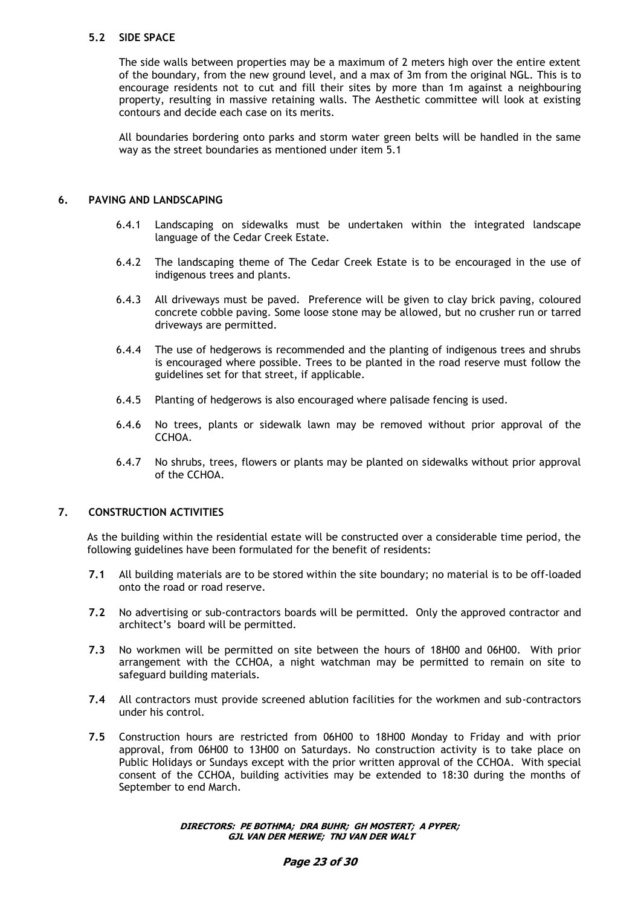### 5.2 SIDE SPACE

The side walls between properties may be a maximum of 2 meters high over the entire extent of the boundary, from the new ground level, and a max of 3m from the original NGL. This is to encourage residents not to cut and fill their sites by more than 1m against a neighbouring property, resulting in massive retaining walls. The Aesthetic committee will look at existing contours and decide each case on its merits.

All boundaries bordering onto parks and storm water green belts will be handled in the same way as the street boundaries as mentioned under item 5.1

## 6. PAVING AND LANDSCAPING

6.4.1 Landscaping on sidewalks must be undertaken within the integrated landscape language of the Cedar Creek Estate.

6.4.2 The landscaping theme of The Cedar Creek Estate is to be encouraged in the use of indigenous trees and plants.

6.4.3 All driveways must be paved. Preference will be given to clay brick paving, coloured concrete cobble paving. Some loose stone may be allowed, but no crusher run or tarred driveways are permitted.

6.4.4 The use of hedgerows is recommended and the planting of indigenous trees and shrubs is encouraged where possible. Trees to be planted in the road reserve must follow the guidelines set for that street, if applicable.

6.4.5 Planting of hedgerows is also encouraged where palisade fencing is used.

6.4.6 No trees, plants or sidewalk lawn may be removed without prior approval of the CCHOA.

6.4.7 No shrubs, trees, flowers or plants may be planted on sidewalks without prior approval of the CCHOA.

## 7. CONSTRUCTION ACTIVITIES

As the building within the residential estate will be constructed over a considerable time period, the following guidelines have been formulated for the benefit of residents:

**7.1** All building materials are to be stored within the site boundary; no material is to be off-loaded onto the road or road reserve.

**7.2** No advertising or sub-contractors boards will be permitted. Only the approved contractor and architect's board will be permitted.

**7.3** No workmen will be permitted on site between the hours of 18H00 and 06H00. With prior arrangement with the CCHOA, a night watchman may be permitted to remain on site to safeguard building materials.

**7.4** All contractors must provide screened ablution facilities for the workmen and sub-contractors under his control.

**7.5** Construction hours are restricted from 06H00 to 18H00 Monday to Friday and with prior approval, from 06H00 to 13H00 on Saturdays. No construction activity is to take place on Public Holidays or Sundays except with the prior written approval of the CCHOA. With special consent of the CCHOA, building activities may be extended to 18:30 during the months of September to end March.

***DIRECTORS: PE BOTHMA; DRA BUHR; GH MOSTERT; A PYPER; GJL VAN DER MERWE; TNJ VAN DER WALT***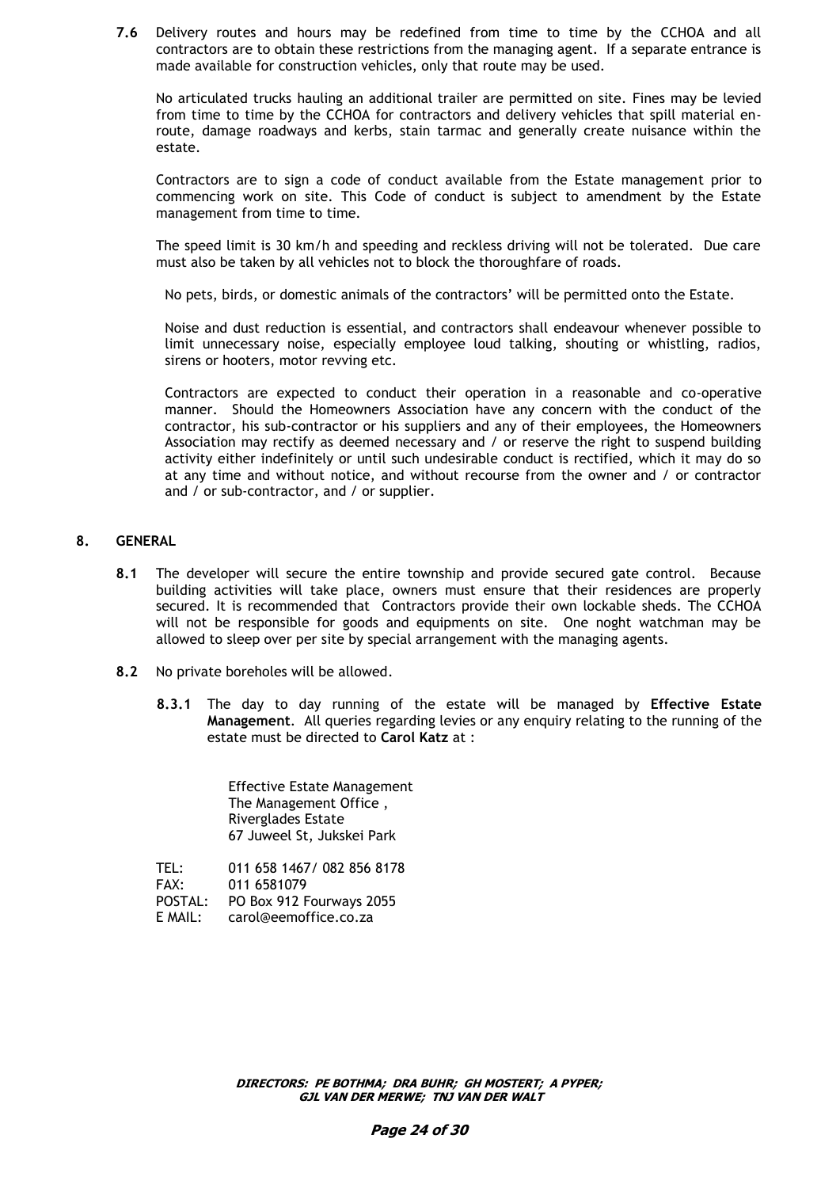**7.6** Delivery routes and hours may be redefined from time to time by the CCHOA and all contractors are to obtain these restrictions from the managing agent. If a separate entrance is made available for construction vehicles, only that route may be used.

No articulated trucks hauling an additional trailer are permitted on site. Fines may be levied from time to time by the CCHOA for contractors and delivery vehicles that spill material en-route, damage roadways and kerbs, stain tarmac and generally create nuisance within the estate.

Contractors are to sign a code of conduct available from the Estate management prior to commencing work on site. This Code of conduct is subject to amendment by the Estate management from time to time.

The speed limit is 30 km/h and speeding and reckless driving will not be tolerated. Due care must also be taken by all vehicles not to block the thoroughfare of roads.

No pets, birds, or domestic animals of the contractors' will be permitted onto the Estate.

Noise and dust reduction is essential, and contractors shall endeavour whenever possible to limit unnecessary noise, especially employee loud talking, shouting or whistling, radios, sirens or hooters, motor revving etc.

Contractors are expected to conduct their operation in a reasonable and co-operative manner. Should the Homeowners Association have any concern with the conduct of the contractor, his sub-contractor or his suppliers and any of their employees, the Homeowners Association may rectify as deemed necessary and / or reserve the right to suspend building activity either indefinitely or until such undesirable conduct is rectified, which it may do so at any time and without notice, and without recourse from the owner and / or contractor and / or sub-contractor, and / or supplier.

## 8. GENERAL

**8.1** The developer will secure the entire township and provide secured gate control. Because building activities will take place, owners must ensure that their residences are properly secured. It is recommended that Contractors provide their own lockable sheds. The CCHOA will not be responsible for goods and equipments on site. One noght watchman may be allowed to sleep over per site by special arrangement with the managing agents.

**8.2** No private boreholes will be allowed.

**8.3.1** The day to day running of the estate will be managed by **Effective Estate Management**. All queries regarding levies or any enquiry relating to the running of the estate must be directed to **Carol Katz** at :

Effective Estate Management
The Management Office ,
Riverglades Estate
67 Juweel St, Jukskei Park

TEL: 011 658 1467/ 082 856 8178
FAX: 011 6581079
POSTAL: PO Box 912 Fourways 2055
E MAIL: carol@eemoffice.co.za

***DIRECTORS: PE BOTHMA; DRA BUHR; GH MOSTERT; A PYPER; GJL VAN DER MERWE; TNJ VAN DER WALT***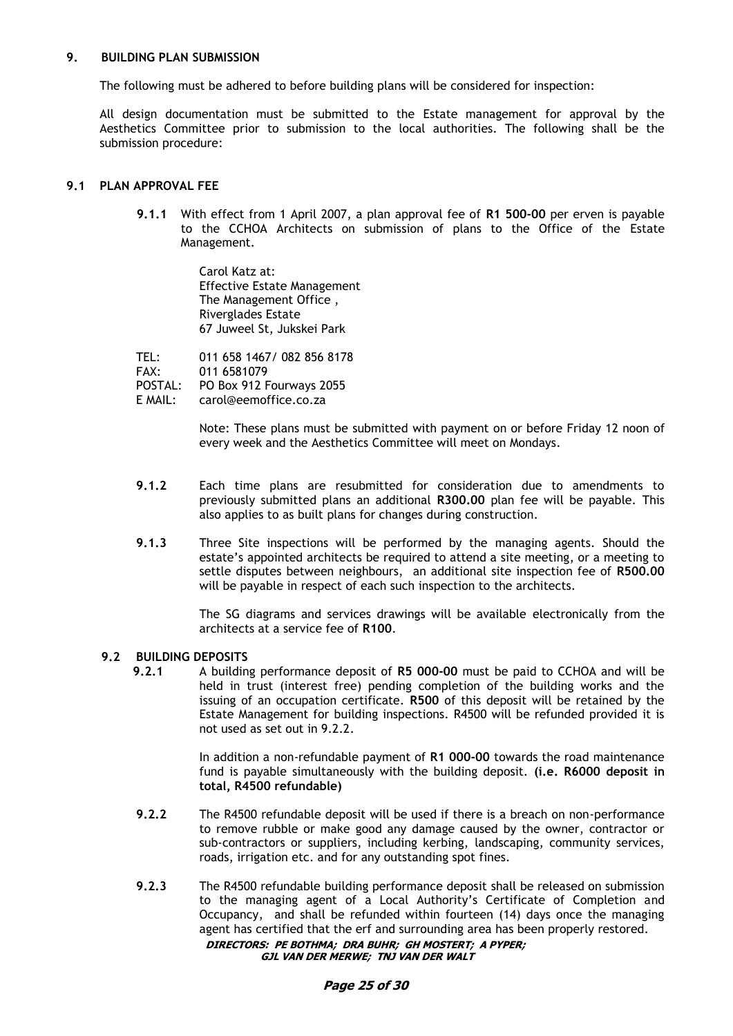## 9. BUILDING PLAN SUBMISSION

The following must be adhered to before building plans will be considered for inspection:

All design documentation must be submitted to the Estate management for approval by the Aesthetics Committee prior to submission to the local authorities. The following shall be the submission procedure:

### 9.1 PLAN APPROVAL FEE

**9.1.1** With effect from 1 April 2007, a plan approval fee of **R1 500-00** per erven is payable to the CCHOA Architects on submission of plans to the Office of the Estate Management.

Carol Katz at:
Effective Estate Management
The Management Office ,
Riverglades Estate
67 Juweel St, Jukskei Park

TEL: 011 658 1467/ 082 856 8178
FAX: 011 6581079
POSTAL: PO Box 912 Fourways 2055
E MAIL: carol@eemoffice.co.za

Note: These plans must be submitted with payment on or before Friday 12 noon of every week and the Aesthetics Committee will meet on Mondays.

**9.1.2** Each time plans are resubmitted for consideration due to amendments to previously submitted plans an additional **R300.00** plan fee will be payable. This also applies to as built plans for changes during construction.

**9.1.3** Three Site inspections will be performed by the managing agents. Should the estate's appointed architects be required to attend a site meeting, or a meeting to settle disputes between neighbours, an additional site inspection fee of **R500.00** will be payable in respect of each such inspection to the architects.

The SG diagrams and services drawings will be available electronically from the architects at a service fee of **R100**.

### 9.2 BUILDING DEPOSITS

**9.2.1** A building performance deposit of **R5 000-00** must be paid to CCHOA and will be held in trust (interest free) pending completion of the building works and the issuing of an occupation certificate. **R500** of this deposit will be retained by the Estate Management for building inspections. R4500 will be refunded provided it is not used as set out in 9.2.2.

In addition a non-refundable payment of **R1 000-00** towards the road maintenance fund is payable simultaneously with the building deposit. **(i.e. R6000 deposit in total, R4500 refundable)**

**9.2.2** The R4500 refundable deposit will be used if there is a breach on non-performance to remove rubble or make good any damage caused by the owner, contractor or sub-contractors or suppliers, including kerbing, landscaping, community services, roads, irrigation etc. and for any outstanding spot fines.

**9.2.3** The R4500 refundable building performance deposit shall be released on submission to the managing agent of a Local Authority's Certificate of Completion and Occupancy, and shall be refunded within fourteen (14) days once the managing agent has certified that the erf and surrounding area has been properly restored.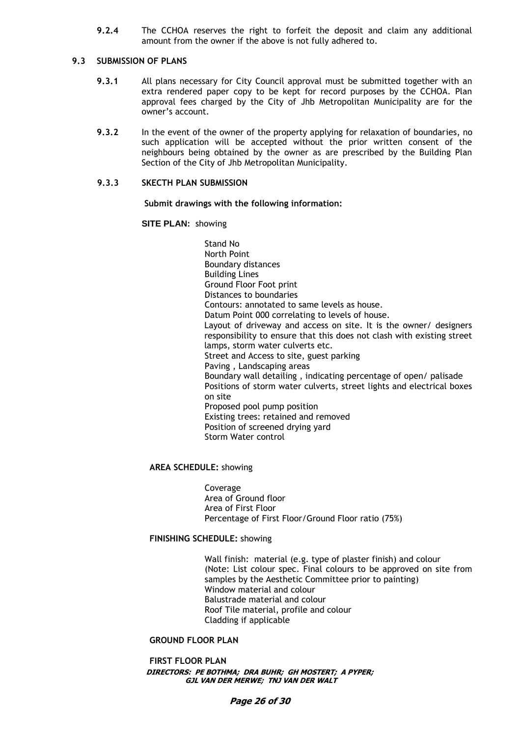**9.2.4** The CCHOA reserves the right to forfeit the deposit and claim any additional amount from the owner if the above is not fully adhered to.

### 9.3 SUBMISSION OF PLANS

**9.3.1** All plans necessary for City Council approval must be submitted together with an extra rendered paper copy to be kept for record purposes by the CCHOA. Plan approval fees charged by the City of Jhb Metropolitan Municipality are for the owner's account.

**9.3.2** In the event of the owner of the property applying for relaxation of boundaries, no such application will be accepted without the prior written consent of the neighbours being obtained by the owner as are prescribed by the Building Plan Section of the City of Jhb Metropolitan Municipality.

#### 9.3.3 SKECTH PLAN SUBMISSION

**Submit drawings with the following information:**

**SITE PLAN:** showing

- Stand No
- North Point
- Boundary distances
- Building Lines
- Ground Floor Foot print
- Distances to boundaries
- Contours: annotated to same levels as house.
- Datum Point 000 correlating to levels of house.
- Layout of driveway and access on site. It is the owner/ designers responsibility to ensure that this does not clash with existing street lamps, storm water culverts etc.
- Street and Access to site, guest parking
- Paving , Landscaping areas
- Boundary wall detailing , indicating percentage of open/ palisade
- Positions of storm water culverts, street lights and electrical boxes on site
- Proposed pool pump position
- Existing trees: retained and removed
- Position of screened drying yard
- Storm Water control

**AREA SCHEDULE:** showing

- Coverage
- Area of Ground floor
- Area of First Floor
- Percentage of First Floor/Ground Floor ratio (75%)

**FINISHING SCHEDULE:** showing

- Wall finish: material (e.g. type of plaster finish) and colour
  (Note: List colour spec. Final colours to be approved on site from samples by the Aesthetic Committee prior to painting)
- Window material and colour
- Balustrade material and colour
- Roof Tile material, profile and colour
- Cladding if applicable

**GROUND FLOOR PLAN**

**FIRST FLOOR PLAN**

***DIRECTORS: PE BOTHMA; DRA BUHR; GH MOSTERT; A PYPER; GJL VAN DER MERWE; TNJ VAN DER WALT***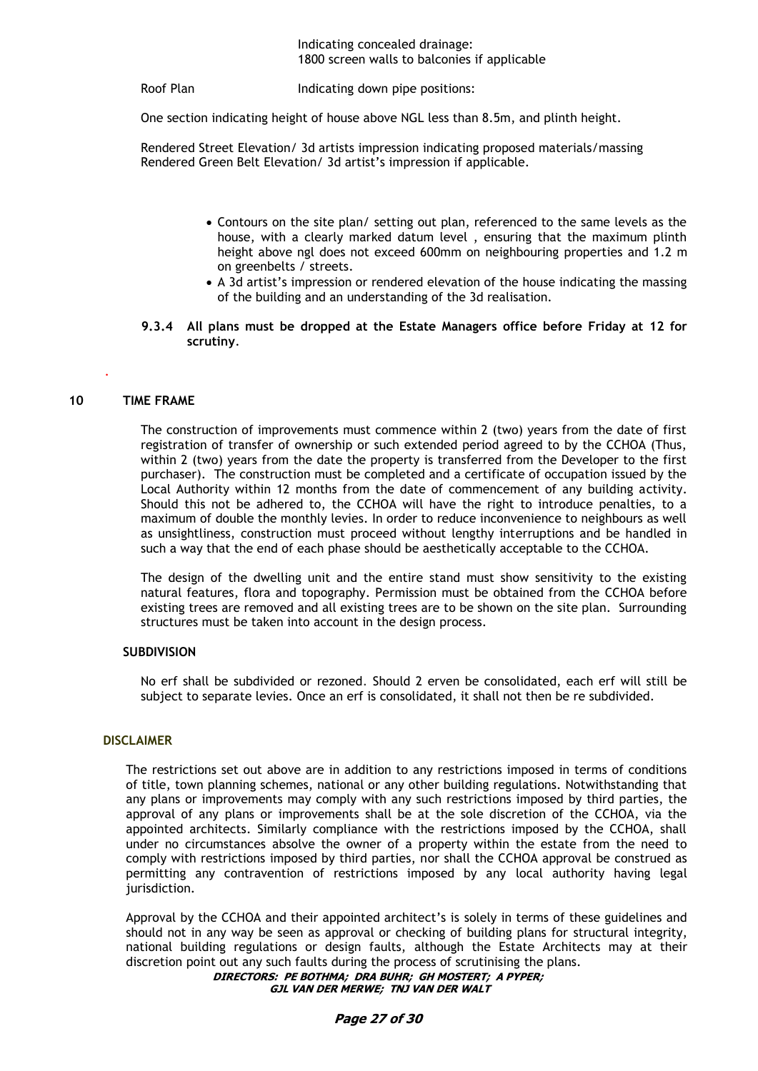Indicating concealed drainage:
1800 screen walls to balconies if applicable

Roof Plan Indicating down pipe positions:

One section indicating height of house above NGL less than 8.5m, and plinth height.

Rendered Street Elevation/ 3d artists impression indicating proposed materials/massing
Rendered Green Belt Elevation/ 3d artist's impression if applicable.

- Contours on the site plan/ setting out plan, referenced to the same levels as the house, with a clearly marked datum level , ensuring that the maximum plinth height above ngl does not exceed 600mm on neighbouring properties and 1.2 m on greenbelts / streets.
- A 3d artist's impression or rendered elevation of the house indicating the massing of the building and an understanding of the 3d realisation.

**9.3.4 All plans must be dropped at the Estate Managers office before Friday at 12 for scrutiny**.

## 10 TIME FRAME

The construction of improvements must commence within 2 (two) years from the date of first registration of transfer of ownership or such extended period agreed to by the CCHOA (Thus, within 2 (two) years from the date the property is transferred from the Developer to the first purchaser). The construction must be completed and a certificate of occupation issued by the Local Authority within 12 months from the date of commencement of any building activity. Should this not be adhered to, the CCHOA will have the right to introduce penalties, to a maximum of double the monthly levies. In order to reduce inconvenience to neighbours as well as unsightliness, construction must proceed without lengthy interruptions and be handled in such a way that the end of each phase should be aesthetically acceptable to the CCHOA.

The design of the dwelling unit and the entire stand must show sensitivity to the existing natural features, flora and topography. Permission must be obtained from the CCHOA before existing trees are removed and all existing trees are to be shown on the site plan. Surrounding structures must be taken into account in the design process.

### SUBDIVISION

No erf shall be subdivided or rezoned. Should 2 erven be consolidated, each erf will still be subject to separate levies. Once an erf is consolidated, it shall not then be re subdivided.

### DISCLAIMER

The restrictions set out above are in addition to any restrictions imposed in terms of conditions of title, town planning schemes, national or any other building regulations. Notwithstanding that any plans or improvements may comply with any such restrictions imposed by third parties, the approval of any plans or improvements shall be at the sole discretion of the CCHOA, via the appointed architects. Similarly compliance with the restrictions imposed by the CCHOA, shall under no circumstances absolve the owner of a property within the estate from the need to comply with restrictions imposed by third parties, nor shall the CCHOA approval be construed as permitting any contravention of restrictions imposed by any local authority having legal jurisdiction.

Approval by the CCHOA and their appointed architect's is solely in terms of these guidelines and should not in any way be seen as approval or checking of building plans for structural integrity, national building regulations or design faults, although the Estate Architects may at their discretion point out any such faults during the process of scrutinising the plans.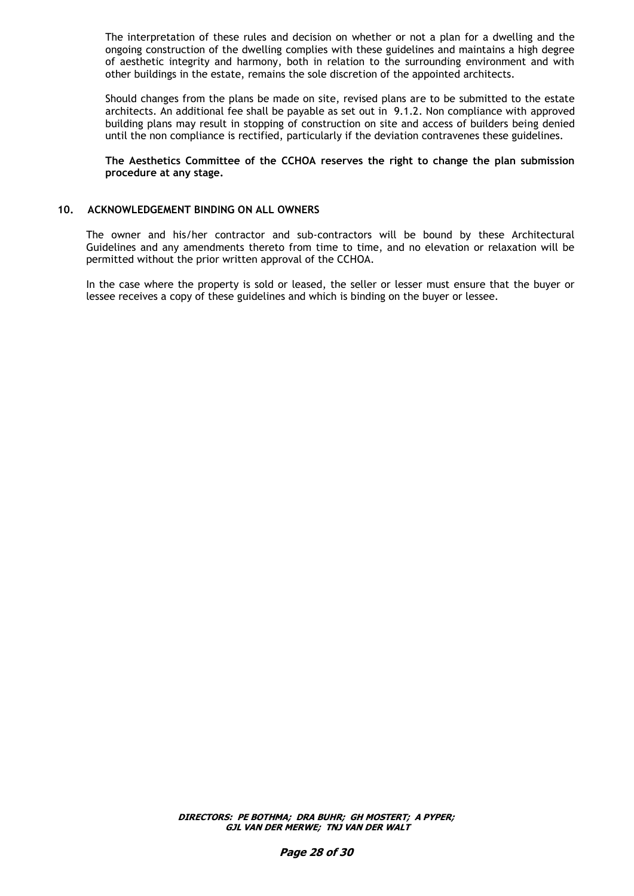The interpretation of these rules and decision on whether or not a plan for a dwelling and the ongoing construction of the dwelling complies with these guidelines and maintains a high degree of aesthetic integrity and harmony, both in relation to the surrounding environment and with other buildings in the estate, remains the sole discretion of the appointed architects.

Should changes from the plans be made on site, revised plans are to be submitted to the estate architects. An additional fee shall be payable as set out in 9.1.2. Non compliance with approved building plans may result in stopping of construction on site and access of builders being denied until the non compliance is rectified, particularly if the deviation contravenes these guidelines.

**The Aesthetics Committee of the CCHOA reserves the right to change the plan submission procedure at any stage.**

## 10. ACKNOWLEDGEMENT BINDING ON ALL OWNERS

The owner and his/her contractor and sub-contractors will be bound by these Architectural Guidelines and any amendments thereto from time to time, and no elevation or relaxation will be permitted without the prior written approval of the CCHOA.

In the case where the property is sold or leased, the seller or lesser must ensure that the buyer or lessee receives a copy of these guidelines and which is binding on the buyer or lessee.

***DIRECTORS: PE BOTHMA; DRA BUHR; GH MOSTERT; A PYPER; GJL VAN DER MERWE; TNJ VAN DER WALT***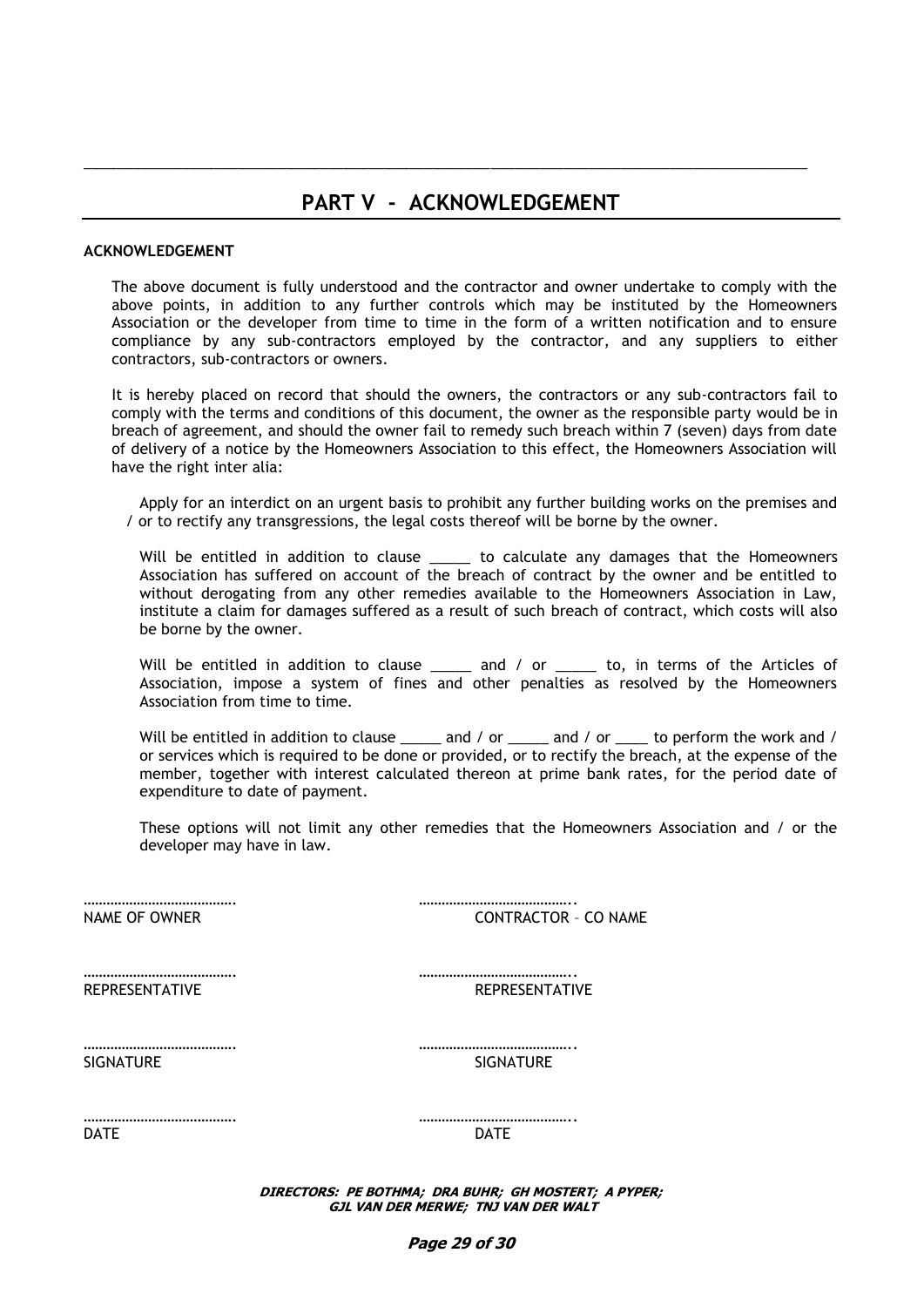## PART V - ACKNOWLEDGEMENT

**ACKNOWLEDGEMENT**

The above document is fully understood and the contractor and owner undertake to comply with the above points, in addition to any further controls which may be instituted by the Homeowners Association or the developer from time to time in the form of a written notification and to ensure compliance by any sub-contractors employed by the contractor, and any suppliers to either contractors, sub-contractors or owners.

It is hereby placed on record that should the owners, the contractors or any sub-contractors fail to comply with the terms and conditions of this document, the owner as the responsible party would be in breach of agreement, and should the owner fail to remedy such breach within 7 (seven) days from date of delivery of a notice by the Homeowners Association to this effect, the Homeowners Association will have the right inter alia:

Apply for an interdict on an urgent basis to prohibit any further building works on the premises and / or to rectify any transgressions, the legal costs thereof will be borne by the owner.

Will be entitled in addition to clause _____ to calculate any damages that the Homeowners Association has suffered on account of the breach of contract by the owner and be entitled to without derogating from any other remedies available to the Homeowners Association in Law, institute a claim for damages suffered as a result of such breach of contract, which costs will also be borne by the owner.

Will be entitled in addition to clause _____ and / or _____ to, in terms of the Articles of Association, impose a system of fines and other penalties as resolved by the Homeowners Association from time to time.

Will be entitled in addition to clause _____ and / or _____ and / or ____ to perform the work and / or services which is required to be done or provided, or to rectify the breach, at the expense of the member, together with interest calculated thereon at prime bank rates, for the period date of expenditure to date of payment.

These options will not limit any other remedies that the Homeowners Association and / or the developer may have in law.

| | |
|---|---|
| ………………………………… | ………………………………….. |
| NAME OF OWNER | CONTRACTOR – CO NAME |
| ………………………………… | ………………………………….. |
| REPRESENTATIVE | REPRESENTATIVE |
| ………………………………… | ………………………………….. |
| SIGNATURE | SIGNATURE |
| ………………………………… | ………………………………….. |
| DATE | DATE |

***DIRECTORS: PE BOTHMA; DRA BUHR; GH MOSTERT; A PYPER; GJL VAN DER MERWE; TNJ VAN DER WALT***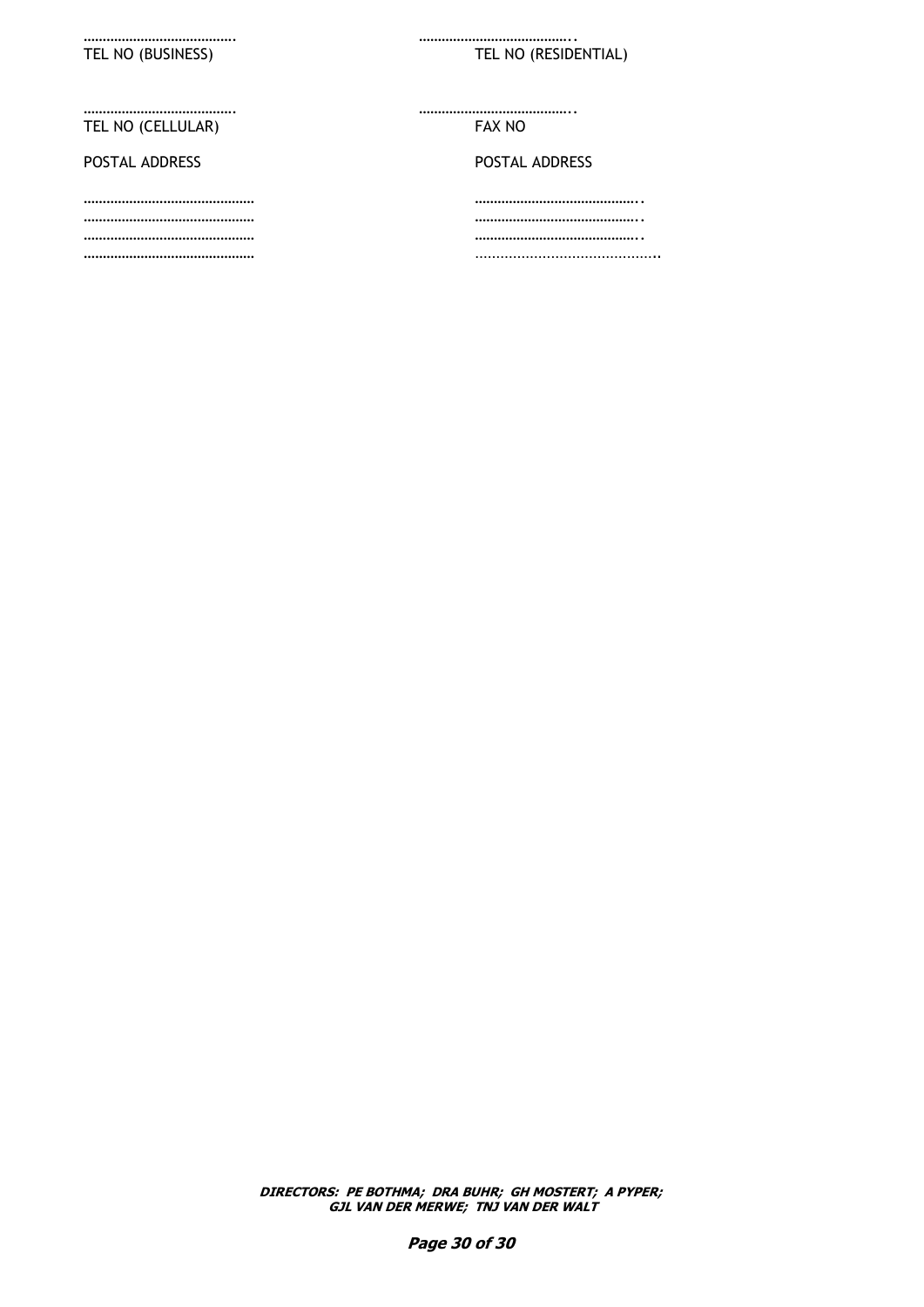| | |
|---|---|
| ………………………………… | ………………………………….. |
| TEL NO (BUSINESS) | TEL NO (RESIDENTIAL) |
| ………………………………… | ………………………………….. |
| TEL NO (CELLULAR) | FAX NO |
| POSTAL ADDRESS | POSTAL ADDRESS |
| ……………………………………… | …………………………………….. |
| ……………………………………… | …………………………………….. |
| ……………………………………… | …………………………………….. |
| ……………………………………… | …………………………………….. |

***DIRECTORS: PE BOTHMA; DRA BUHR; GH MOSTERT; A PYPER; GJL VAN DER MERWE; TNJ VAN DER WALT***